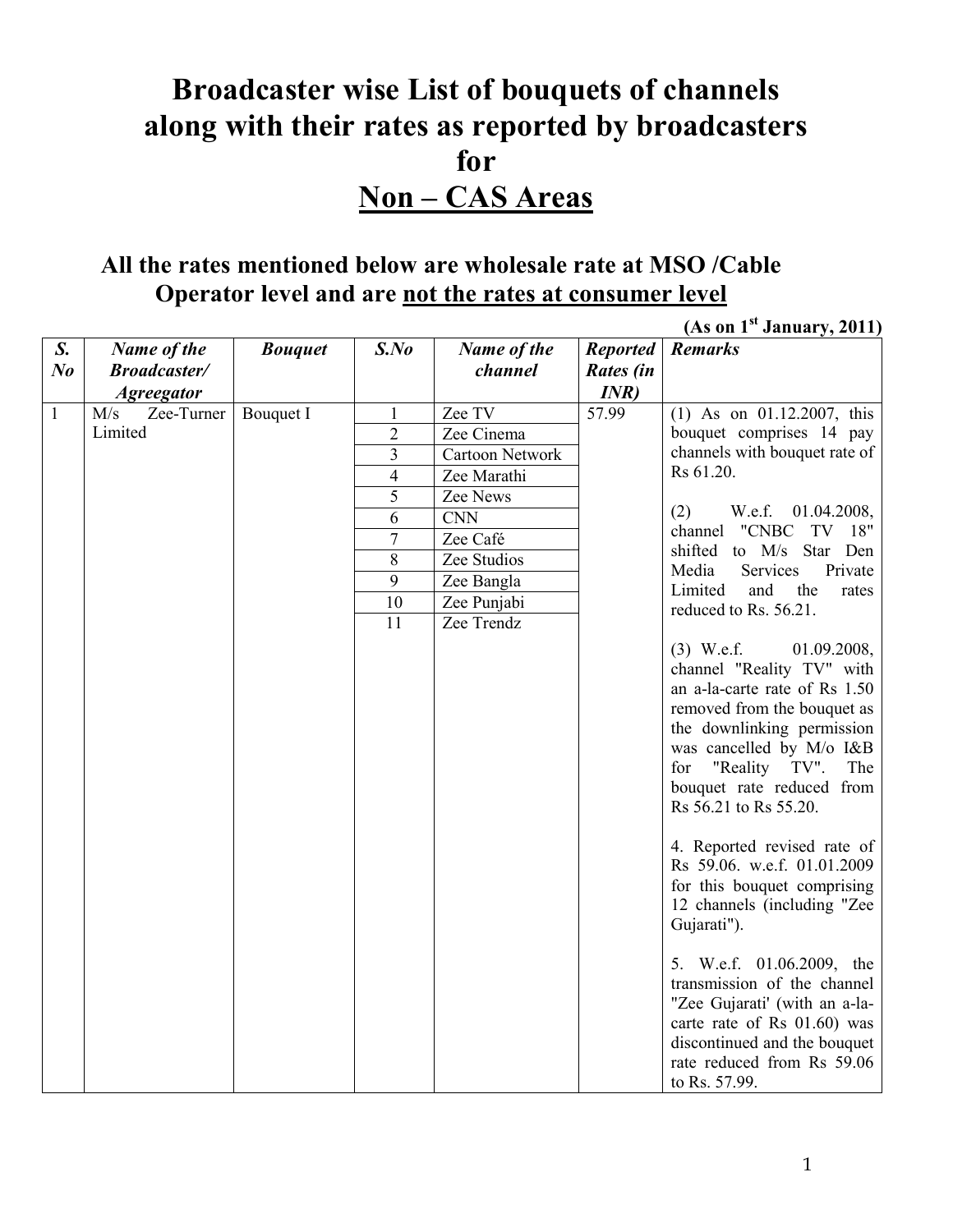# Broadcaster wise List of bouquets of channels along with their rates as reported by broadcasters for Non – CAS Areas

## All the rates mentioned below are wholesale rate at MSO /Cable Operator level and are not the rates at consumer level

**(As on 1st January, 2011)**

| *S. No* | *Name of the Broadcaster/ Agreegator* | *Bouquet* | *S.No* | *Name of the channel* | *Reported Rates (in INR)* | *Remarks* |
|---|---|---|---|---|---|---|
| 1 | M/s Zee-Turner Limited | Bouquet I | 1 | Zee TV | 57.99 | (1) As on 01.12.2007, this bouquet comprises 14 pay channels with bouquet rate of Rs 61.20.<br><br>(2) W.e.f. 01.04.2008, channel "CNBC TV 18" shifted to M/s Star Den Media Services Private Limited and the rates reduced to Rs. 56.21.<br><br>(3) W.e.f. 01.09.2008, channel "Reality TV" with an a-la-carte rate of Rs 1.50 removed from the bouquet as the downlinking permission was cancelled by M/o I&B for "Reality TV". The bouquet rate reduced from Rs 56.21 to Rs 55.20.<br><br>4. Reported revised rate of Rs 59.06. w.e.f. 01.01.2009 for this bouquet comprising 12 channels (including "Zee Gujarati").<br><br>5. W.e.f. 01.06.2009, the transmission of the channel "Zee Gujarati' (with an a-la-carte rate of Rs 01.60) was discontinued and the bouquet rate reduced from Rs 59.06 to Rs. 57.99. |
| | | | 2 | Zee Cinema | | |
| | | | 3 | Cartoon Network | | |
| | | | 4 | Zee Marathi | | |
| | | | 5 | Zee News | | |
| | | | 6 | CNN | | |
| | | | 7 | Zee Café | | |
| | | | 8 | Zee Studios | | |
| | | | 9 | Zee Bangla | | |
| | | | 10 | Zee Punjabi | | |
| | | | 11 | Zee Trendz | | |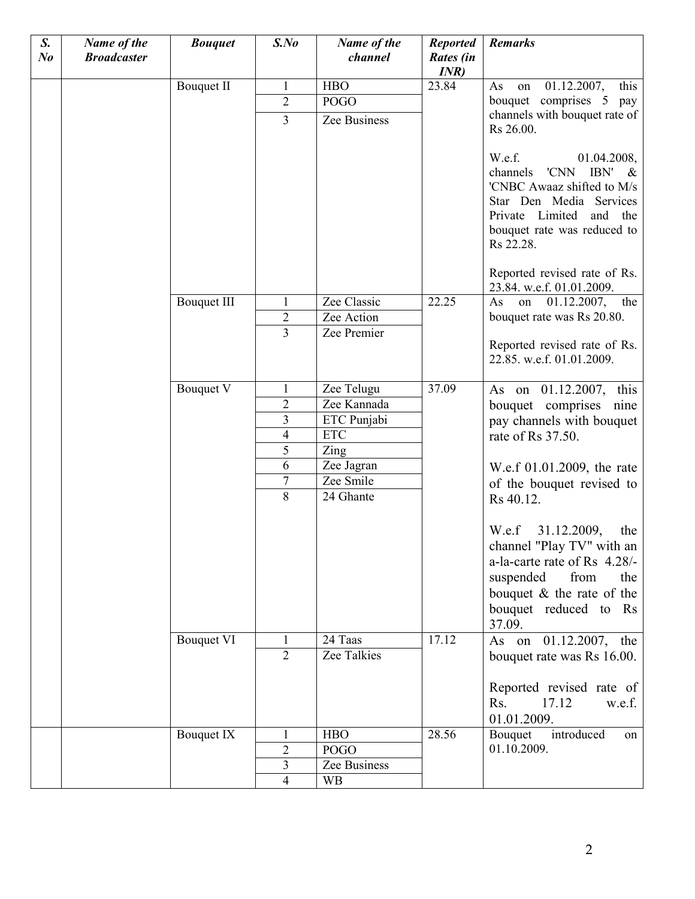| S. No | Name of the Broadcaster | Bouquet | S.No | Name of the channel | Reported Rates (in INR) | Remarks |
|---|---|---|---|---|---|---|
| | | Bouquet II | 1 | HBO | 23.84 | As on 01.12.2007, this bouquet comprises 5 pay channels with bouquet rate of Rs 26.00.<br><br>W.e.f. 01.04.2008, channels 'CNN IBN' & 'CNBC Awaaz shifted to M/s Star Den Media Services Private Limited and the bouquet rate was reduced to Rs 22.28.<br><br>Reported revised rate of Rs. 23.84. w.e.f. 01.01.2009. |
| | | | 2 | POGO | | |
| | | | 3 | Zee Business | | |
| | | Bouquet III | 1 | Zee Classic | 22.25 | As on 01.12.2007, the bouquet rate was Rs 20.80.<br><br>Reported revised rate of Rs. 22.85. w.e.f. 01.01.2009. |
| | | | 2 | Zee Action | | |
| | | | 3 | Zee Premier | | |
| | | Bouquet V | 1 | Zee Telugu | 37.09 | As on 01.12.2007, this bouquet comprises nine pay channels with bouquet rate of Rs 37.50.<br><br>W.e.f 01.01.2009, the rate of the bouquet revised to Rs 40.12.<br><br>W.e.f 31.12.2009, the channel "Play TV" with an a-la-carte rate of Rs 4.28/- suspended from the bouquet & the rate of the bouquet reduced to Rs 37.09. |
| | | | 2 | Zee Kannada | | |
| | | | 3 | ETC Punjabi | | |
| | | | 4 | ETC | | |
| | | | 5 | Zing | | |
| | | | 6 | Zee Jagran | | |
| | | | 7 | Zee Smile | | |
| | | | 8 | 24 Ghante | | |
| | | Bouquet VI | 1 | 24 Taas | 17.12 | As on 01.12.2007, the bouquet rate was Rs 16.00.<br><br>Reported revised rate of Rs. 17.12 w.e.f. 01.01.2009. |
| | | | 2 | Zee Talkies | | |
| | | Bouquet IX | 1 | HBO | 28.56 | Bouquet introduced on 01.10.2009. |
| | | | 2 | POGO | | |
| | | | 3 | Zee Business | | |
| | | | 4 | WB | | |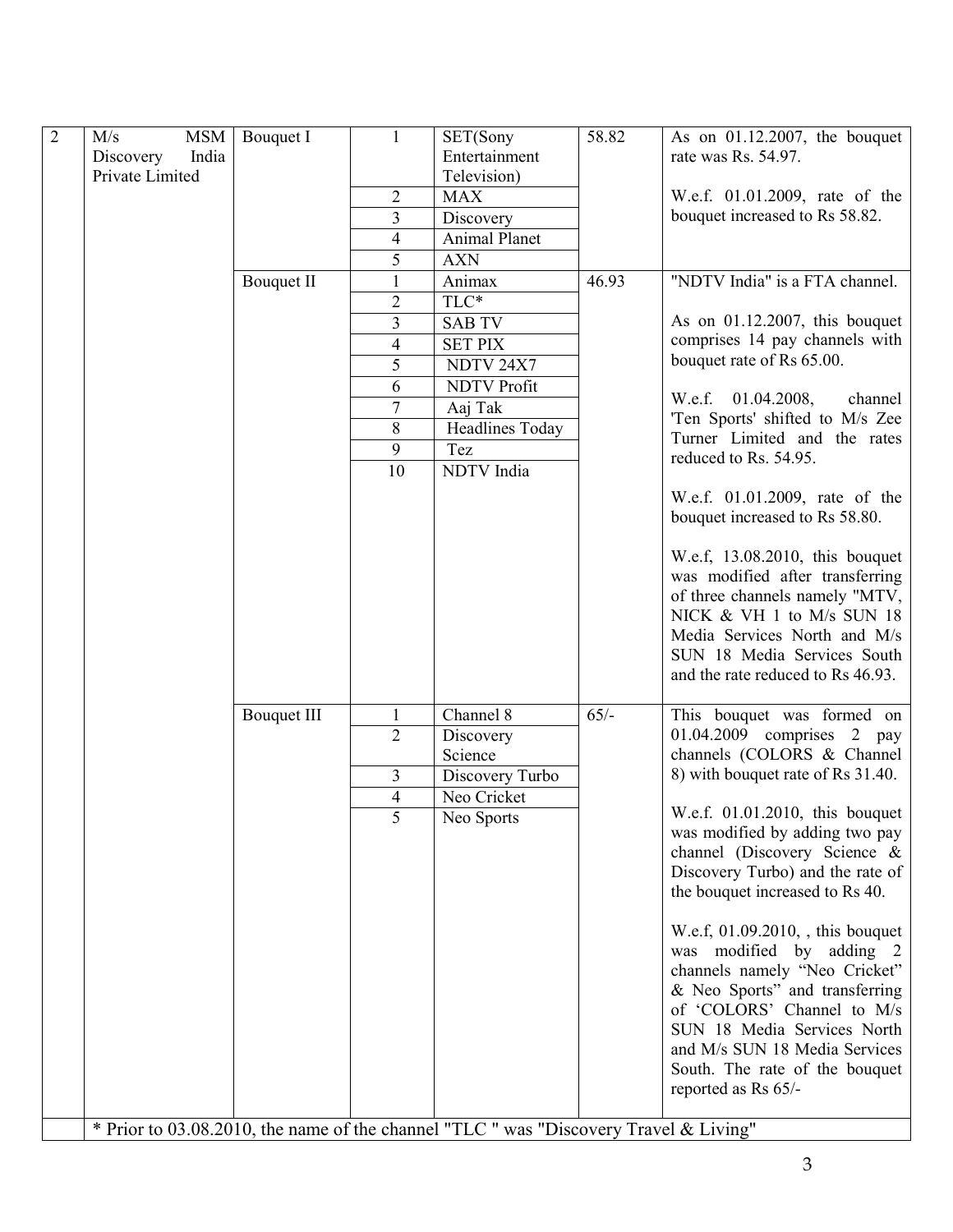| | | | | | | |
|---|---|---|---|---|---|---|
| 2 | M/s MSM Discovery India Private Limited | Bouquet I | 1 | SET(Sony Entertainment Television) | 58.82 | As on 01.12.2007, the bouquet rate was Rs. 54.97.<br><br>W.e.f. 01.01.2009, rate of the bouquet increased to Rs 58.82. |
| | | | 2 | MAX | | |
| | | | 3 | Discovery | | |
| | | | 4 | Animal Planet | | |
| | | | 5 | AXN | | |
| | | Bouquet II | 1 | Animax | 46.93 | "NDTV India" is a FTA channel.<br><br>As on 01.12.2007, this bouquet comprises 14 pay channels with bouquet rate of Rs 65.00.<br><br>W.e.f. 01.04.2008, channel 'Ten Sports' shifted to M/s Zee Turner Limited and the rates reduced to Rs. 54.95.<br><br>W.e.f. 01.01.2009, rate of the bouquet increased to Rs 58.80.<br><br>W.e.f, 13.08.2010, this bouquet was modified after transferring of three channels namely "MTV, NICK & VH 1 to M/s SUN 18 Media Services North and M/s SUN 18 Media Services South and the rate reduced to Rs 46.93. |
| | | | 2 | TLC* | | |
| | | | 3 | SAB TV | | |
| | | | 4 | SET PIX | | |
| | | | 5 | NDTV 24X7 | | |
| | | | 6 | NDTV Profit | | |
| | | | 7 | Aaj Tak | | |
| | | | 8 | Headlines Today | | |
| | | | 9 | Tez | | |
| | | | 10 | NDTV India | | |
| | | Bouquet III | 1 | Channel 8 | 65/- | This bouquet was formed on 01.04.2009 comprises 2 pay channels (COLORS & Channel 8) with bouquet rate of Rs 31.40.<br><br>W.e.f. 01.01.2010, this bouquet was modified by adding two pay channel (Discovery Science & Discovery Turbo) and the rate of the bouquet increased to Rs 40.<br><br>W.e.f, 01.09.2010, , this bouquet was modified by adding 2 channels namely "Neo Cricket" & Neo Sports" and transferring of 'COLORS' Channel to M/s SUN 18 Media Services North and M/s SUN 18 Media Services South. The rate of the bouquet reported as Rs 65/- |
| | | | 2 | Discovery Science | | |
| | | | 3 | Discovery Turbo | | |
| | | | 4 | Neo Cricket | | |
| | | | 5 | Neo Sports | | |
| | * Prior to 03.08.2010, the name of the channel "TLC " was "Discovery Travel & Living" | | | | | |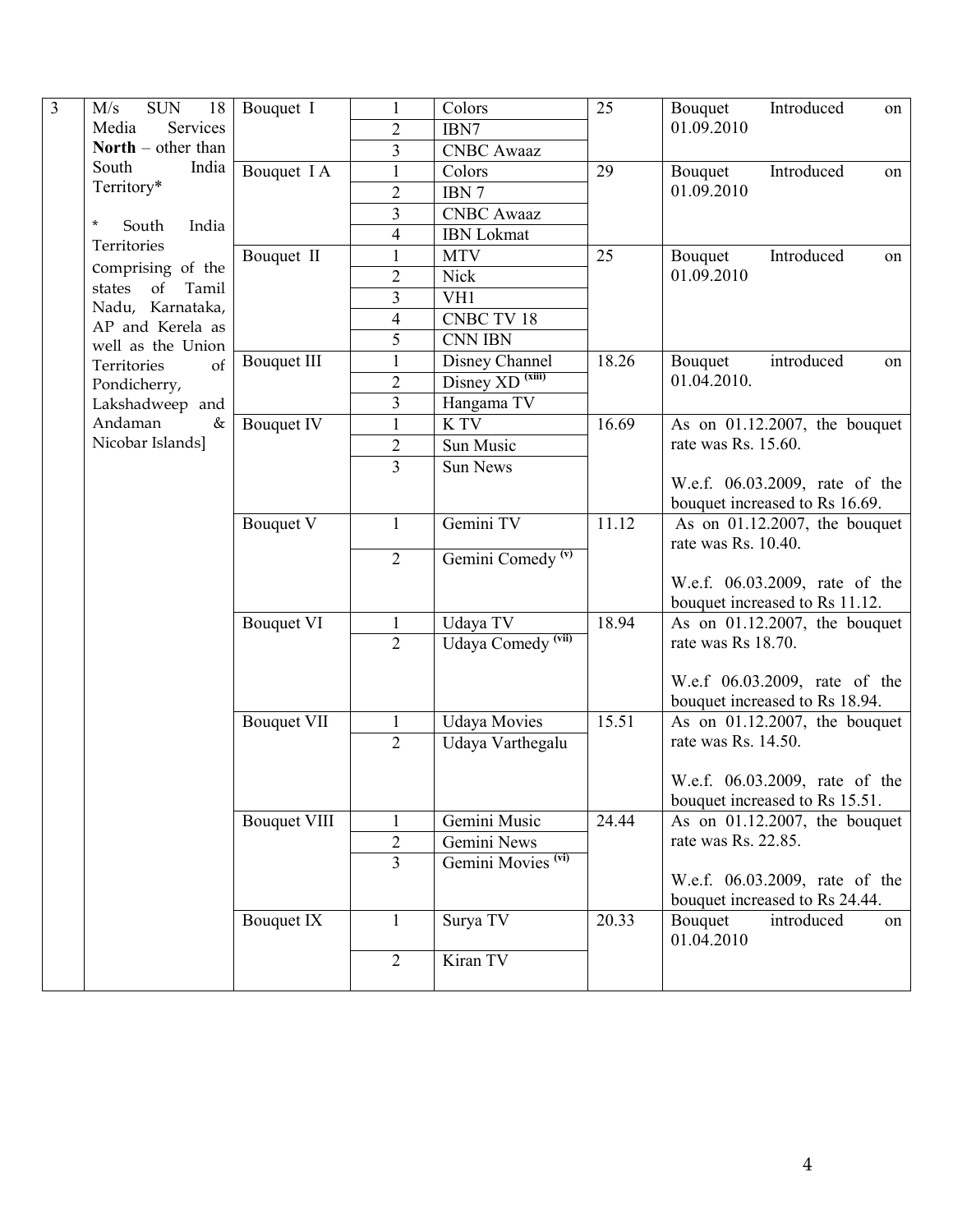| 3 | M/s SUN 18 Media Services **North** – other than South India Territory*<br><br>* South India Territories comprising of the states of Tamil Nadu, Karnataka, AP and Kerela as well as the Union Territories of Pondicherry, Lakshadweep and Andaman & Nicobar Islands] | Bouquet I | 1 | Colors | 25 | Bouquet Introduced on 01.09.2010 |
|---|---|---|---|---|---|---|
| | | | 2 | IBN7 | | |
| | | | 3 | CNBC Awaaz | | |
| | | Bouquet I A | 1 | Colors | 29 | Bouquet Introduced on 01.09.2010 |
| | | | 2 | IBN 7 | | |
| | | | 3 | CNBC Awaaz | | |
| | | | 4 | IBN Lokmat | | |
| | | Bouquet II | 1 | MTV | 25 | Bouquet Introduced on 01.09.2010 |
| | | | 2 | Nick | | |
| | | | 3 | VH1 | | |
| | | | 4 | CNBC TV 18 | | |
| | | | 5 | CNN IBN | | |
| | | Bouquet III | 1 | Disney Channel | 18.26 | Bouquet introduced on 01.04.2010. |
| | | | 2 | Disney XD (xiii) | | |
| | | | 3 | Hangama TV | | |
| | | Bouquet IV | 1 | K TV | 16.69 | As on 01.12.2007, the bouquet rate was Rs. 15.60.<br><br>W.e.f. 06.03.2009, rate of the bouquet increased to Rs 16.69. |
| | | | 2 | Sun Music | | |
| | | | 3 | Sun News | | |
| | | Bouquet V | 1 | Gemini TV | 11.12 | As on 01.12.2007, the bouquet rate was Rs. 10.40.<br><br>W.e.f. 06.03.2009, rate of the bouquet increased to Rs 11.12. |
| | | | 2 | Gemini Comedy (v) | | |
| | | Bouquet VI | 1 | Udaya TV | 18.94 | As on 01.12.2007, the bouquet rate was Rs 18.70.<br><br>W.e.f 06.03.2009, rate of the bouquet increased to Rs 18.94. |
| | | | 2 | Udaya Comedy (vii) | | |
| | | Bouquet VII | 1 | Udaya Movies | 15.51 | As on 01.12.2007, the bouquet rate was Rs. 14.50.<br><br>W.e.f. 06.03.2009, rate of the bouquet increased to Rs 15.51. |
| | | | 2 | Udaya Varthegalu | | |
| | | Bouquet VIII | 1 | Gemini Music | 24.44 | As on 01.12.2007, the bouquet rate was Rs. 22.85.<br><br>W.e.f. 06.03.2009, rate of the bouquet increased to Rs 24.44. |
| | | | 2 | Gemini News | | |
| | | | 3 | Gemini Movies (vi) | | |
| | | Bouquet IX | 1 | Surya TV | 20.33 | Bouquet introduced on 01.04.2010 |
| | | | 2 | Kiran TV | | |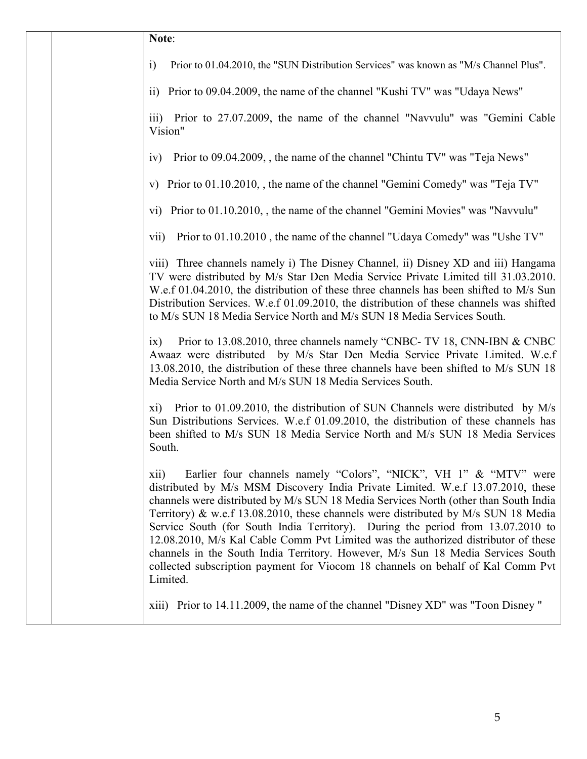| | | **Note**:<br><br>i) Prior to 01.04.2010, the "SUN Distribution Services" was known as "M/s Channel Plus".<br><br>ii) Prior to 09.04.2009, the name of the channel "Kushi TV" was "Udaya News"<br><br>iii) Prior to 27.07.2009, the name of the channel "Navvulu" was "Gemini Cable Vision"<br><br>iv) Prior to 09.04.2009, , the name of the channel "Chintu TV" was "Teja News"<br><br>v) Prior to 01.10.2010, , the name of the channel "Gemini Comedy" was "Teja TV"<br><br>vi) Prior to 01.10.2010, , the name of the channel "Gemini Movies" was "Navvulu"<br><br>vii) Prior to 01.10.2010 , the name of the channel "Udaya Comedy" was "Ushe TV"<br><br>viii) Three channels namely i) The Disney Channel, ii) Disney XD and iii) Hangama TV were distributed by M/s Star Den Media Service Private Limited till 31.03.2010. W.e.f 01.04.2010, the distribution of these three channels has been shifted to M/s Sun Distribution Services. W.e.f 01.09.2010, the distribution of these channels was shifted to M/s SUN 18 Media Service North and M/s SUN 18 Media Services South.<br><br>ix) Prior to 13.08.2010, three channels namely "CNBC- TV 18, CNN-IBN & CNBC Awaaz were distributed by M/s Star Den Media Service Private Limited. W.e.f 13.08.2010, the distribution of these three channels have been shifted to M/s SUN 18 Media Service North and M/s SUN 18 Media Services South.<br><br>xi) Prior to 01.09.2010, the distribution of SUN Channels were distributed by M/s Sun Distributions Services. W.e.f 01.09.2010, the distribution of these channels has been shifted to M/s SUN 18 Media Service North and M/s SUN 18 Media Services South.<br><br>xii) Earlier four channels namely "Colors", "NICK", VH 1" & "MTV" were distributed by M/s MSM Discovery India Private Limited. W.e.f 13.07.2010, these channels were distributed by M/s SUN 18 Media Services North (other than South India Territory) & w.e.f 13.08.2010, these channels were distributed by M/s SUN 18 Media Service South (for South India Territory). During the period from 13.07.2010 to 12.08.2010, M/s Kal Cable Comm Pvt Limited was the authorized distributor of these channels in the South India Territory. However, M/s Sun 18 Media Services South collected subscription payment for Viocom 18 channels on behalf of Kal Comm Pvt Limited.<br><br>xiii) Prior to 14.11.2009, the name of the channel "Disney XD" was "Toon Disney " |
|---|---|---|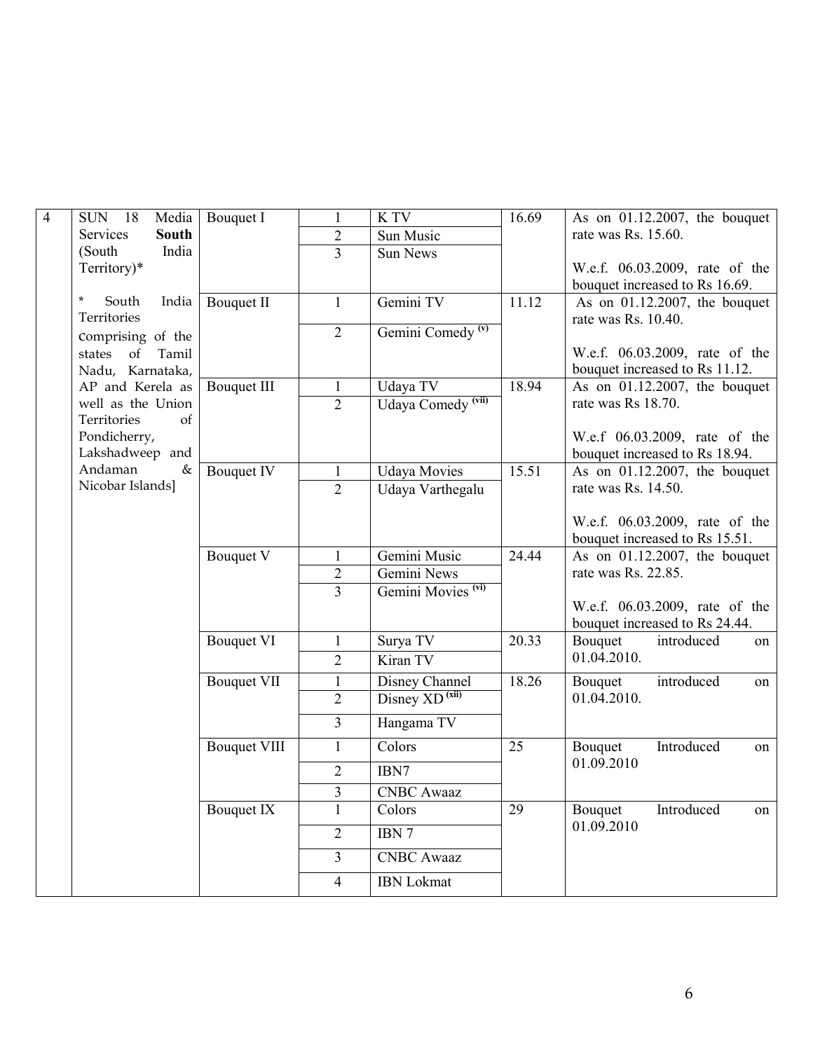| 4 | SUN 18 Media Services **South** (South India Territory)* <br><br> * South India Territories comprising of the states of Tamil Nadu, Karnataka, AP and Kerela as well as the Union Territories of Pondicherry, Lakshadweep and Andaman & Nicobar Islands] | Bouquet I | 1 | K TV | 16.69 | As on 01.12.2007, the bouquet rate was Rs. 15.60. <br><br> W.e.f. 06.03.2009, rate of the bouquet increased to Rs 16.69. |
|---|---|---|---|---|---|---|
| | | | 2 | Sun Music | | |
| | | | 3 | Sun News | | |
| | | Bouquet II | 1 | Gemini TV | 11.12 | As on 01.12.2007, the bouquet rate was Rs. 10.40. <br><br> W.e.f. 06.03.2009, rate of the bouquet increased to Rs 11.12. |
| | | | 2 | Gemini Comedy [(v)] | | |
| | | Bouquet III | 1 | Udaya TV | 18.94 | As on 01.12.2007, the bouquet rate was Rs 18.70. <br><br> W.e.f 06.03.2009, rate of the bouquet increased to Rs 18.94. |
| | | | 2 | Udaya Comedy [(vii)] | | |
| | | Bouquet IV | 1 | Udaya Movies | 15.51 | As on 01.12.2007, the bouquet rate was Rs. 14.50. <br><br> W.e.f. 06.03.2009, rate of the bouquet increased to Rs 15.51. |
| | | | 2 | Udaya Varthegalu | | |
| | | Bouquet V | 1 | Gemini Music | 24.44 | As on 01.12.2007, the bouquet rate was Rs. 22.85. <br><br> W.e.f. 06.03.2009, rate of the bouquet increased to Rs 24.44. |
| | | | 2 | Gemini News | | |
| | | | 3 | Gemini Movies [(vi)] | | |
| | | Bouquet VI | 1 | Surya TV | 20.33 | Bouquet introduced on 01.04.2010. |
| | | | 2 | Kiran TV | | |
| | | Bouquet VII | 1 | Disney Channel | 18.26 | Bouquet introduced on 01.04.2010. |
| | | | 2 | Disney XD [(xii)] | | |
| | | | 3 | Hangama TV | | |
| | | Bouquet VIII | 1 | Colors | 25 | Bouquet Introduced on 01.09.2010 |
| | | | 2 | IBN7 | | |
| | | | 3 | CNBC Awaaz | | |
| | | Bouquet IX | 1 | Colors | 29 | Bouquet Introduced on 01.09.2010 |
| | | | 2 | IBN 7 | | |
| | | | 3 | CNBC Awaaz | | |
| | | | 4 | IBN Lokmat | | |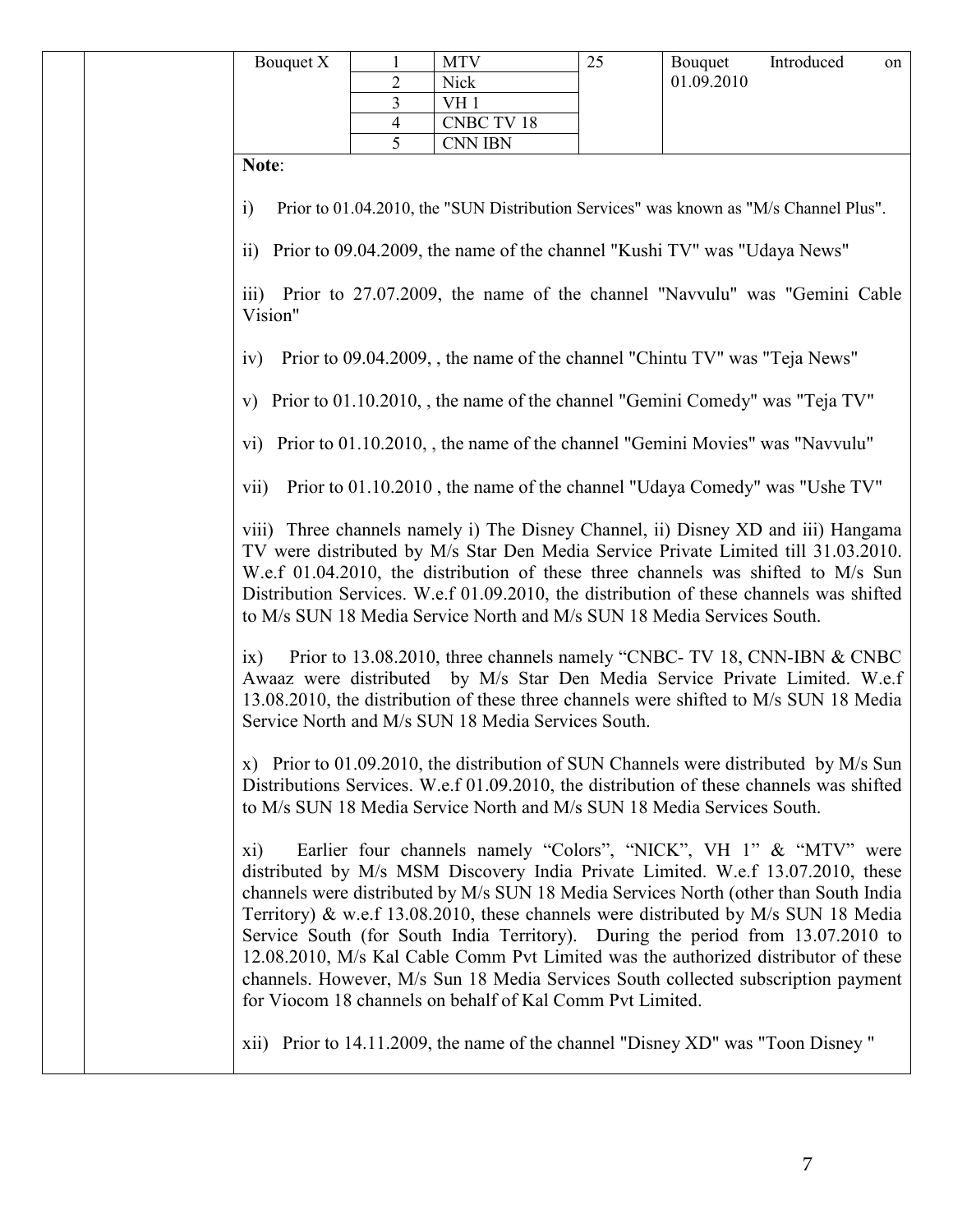| | | Bouquet | S.No. | Channel | Price | Remarks |
|---|---|---|---|---|---|---|
| | | Bouquet X | 1 | MTV | 25 | Bouquet Introduced on 01.09.2010 |
| | | | 2 | Nick | | |
| | | | 3 | VH 1 | | |
| | | | 4 | CNBC TV 18 | | |
| | | | 5 | CNN IBN | | |

**Note**:

i) Prior to 01.04.2010, the "SUN Distribution Services" was known as "M/s Channel Plus".

ii) Prior to 09.04.2009, the name of the channel "Kushi TV" was "Udaya News"

iii) Prior to 27.07.2009, the name of the channel "Navvulu" was "Gemini Cable Vision"

iv) Prior to 09.04.2009, , the name of the channel "Chintu TV" was "Teja News"

v) Prior to 01.10.2010, , the name of the channel "Gemini Comedy" was "Teja TV"

vi) Prior to 01.10.2010, , the name of the channel "Gemini Movies" was "Navvulu"

vii) Prior to 01.10.2010 , the name of the channel "Udaya Comedy" was "Ushe TV"

viii) Three channels namely i) The Disney Channel, ii) Disney XD and iii) Hangama TV were distributed by M/s Star Den Media Service Private Limited till 31.03.2010. W.e.f 01.04.2010, the distribution of these three channels was shifted to M/s Sun Distribution Services. W.e.f 01.09.2010, the distribution of these channels was shifted to M/s SUN 18 Media Service North and M/s SUN 18 Media Services South.

ix) Prior to 13.08.2010, three channels namely "CNBC- TV 18, CNN-IBN & CNBC Awaaz were distributed by M/s Star Den Media Service Private Limited. W.e.f 13.08.2010, the distribution of these three channels were shifted to M/s SUN 18 Media Service North and M/s SUN 18 Media Services South.

x) Prior to 01.09.2010, the distribution of SUN Channels were distributed by M/s Sun Distributions Services. W.e.f 01.09.2010, the distribution of these channels was shifted to M/s SUN 18 Media Service North and M/s SUN 18 Media Services South.

xi) Earlier four channels namely "Colors", "NICK", VH 1" & "MTV" were distributed by M/s MSM Discovery India Private Limited. W.e.f 13.07.2010, these channels were distributed by M/s SUN 18 Media Services North (other than South India Territory) & w.e.f 13.08.2010, these channels were distributed by M/s SUN 18 Media Service South (for South India Territory). During the period from 13.07.2010 to 12.08.2010, M/s Kal Cable Comm Pvt Limited was the authorized distributor of these channels. However, M/s Sun 18 Media Services South collected subscription payment for Viocom 18 channels on behalf of Kal Comm Pvt Limited.

xii) Prior to 14.11.2009, the name of the channel "Disney XD" was "Toon Disney "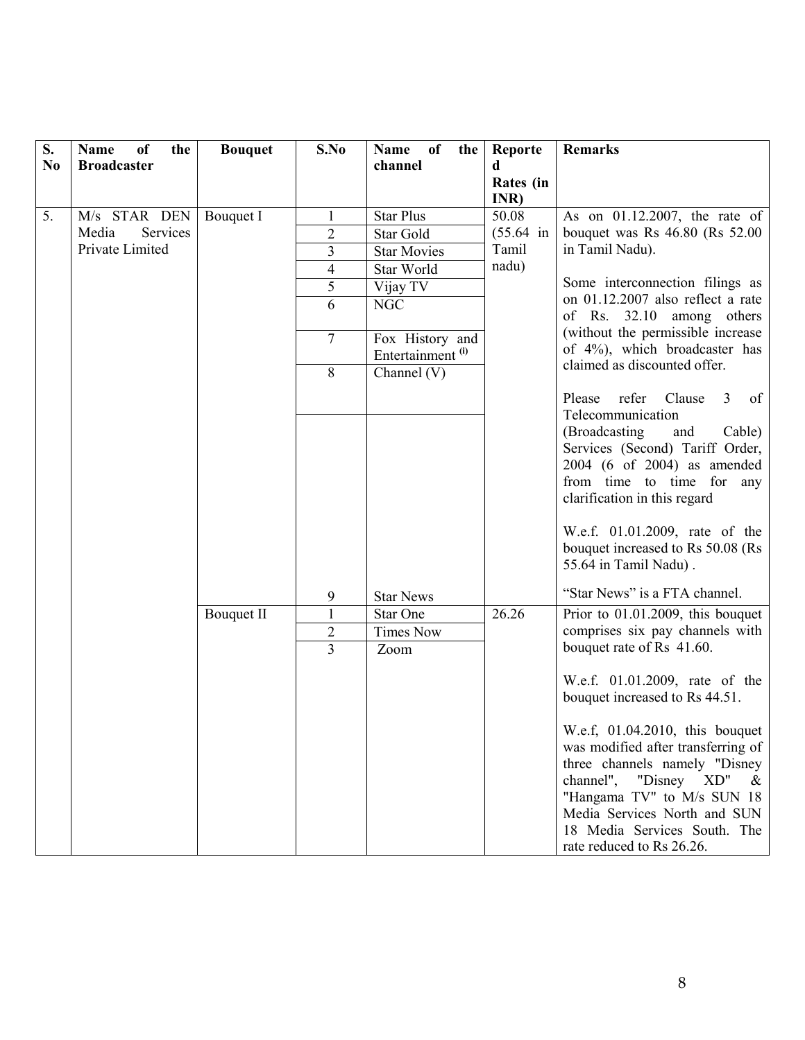| S. No | Name of the Broadcaster | Bouquet | S.No | Name of the channel | Reported Rates (in INR) | Remarks |
|---|---|---|---|---|---|---|
| 5. | M/s STAR DEN Media Services Private Limited | Bouquet I | 1 | Star Plus | 50.08 (55.64 in Tamil nadu) | As on 01.12.2007, the rate of bouquet was Rs 46.80 (Rs 52.00 in Tamil Nadu).<br><br>Some interconnection filings as on 01.12.2007 also reflect a rate of Rs. 32.10 among others (without the permissible increase of 4%), which broadcaster has claimed as discounted offer.<br><br>Please refer Clause 3 of Telecommunication (Broadcasting and Cable) Services (Second) Tariff Order, 2004 (6 of 2004) as amended from time to time for any clarification in this regard<br><br>W.e.f. 01.01.2009, rate of the bouquet increased to Rs 50.08 (Rs 55.64 in Tamil Nadu) . |
| | | | 2 | Star Gold | | |
| | | | 3 | Star Movies | | |
| | | | 4 | Star World | | |
| | | | 5 | Vijay TV | | |
| | | | 6 | NGC | | |
| | | | 7 | Fox History and Entertainment [(i)] | | |
| | | | 8 | Channel (V) | | |
| | | | 9 | Star News | | "Star News" is a FTA channel. |
| | | Bouquet II | 1 | Star One | 26.26 | Prior to 01.01.2009, this bouquet comprises six pay channels with bouquet rate of Rs 41.60.<br><br>W.e.f. 01.01.2009, rate of the bouquet increased to Rs 44.51.<br><br>W.e.f, 01.04.2010, this bouquet was modified after transferring of three channels namely "Disney channel", "Disney XD" & "Hangama TV" to M/s SUN 18 Media Services North and SUN 18 Media Services South. The rate reduced to Rs 26.26. |
| | | | 2 | Times Now | | |
| | | | 3 | Zoom | | |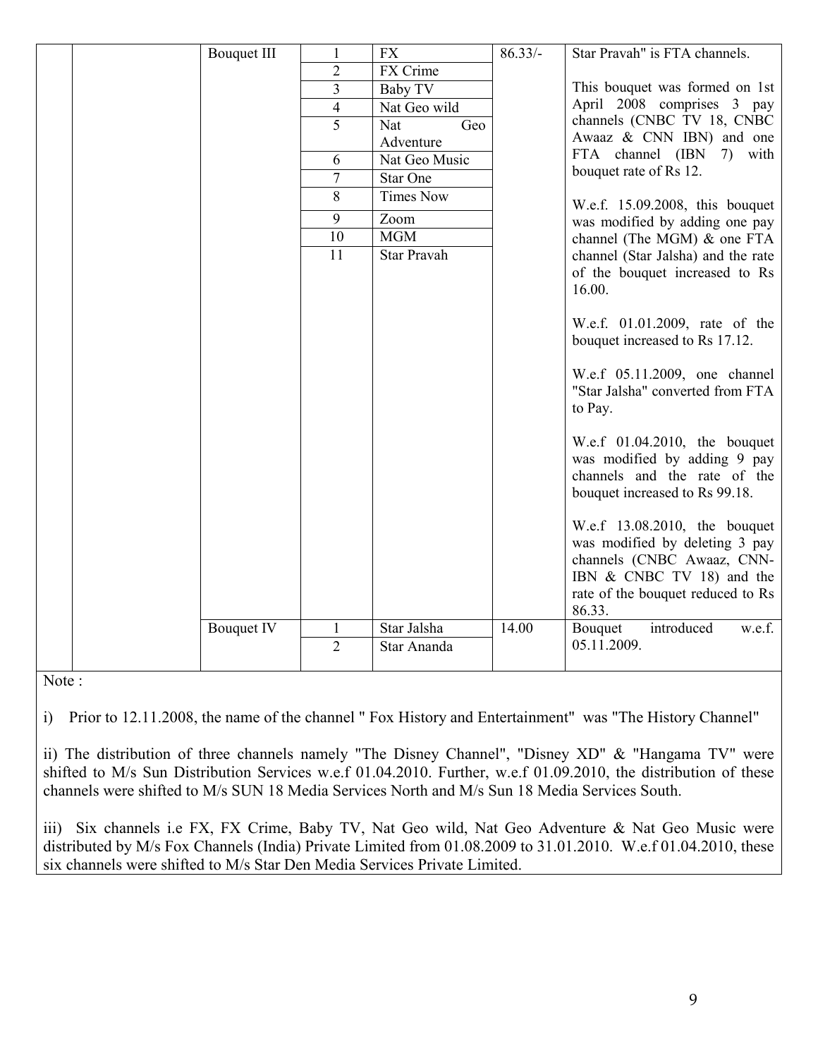| | | | | | | |
|---|---|---|---|---|---|---|
| | | Bouquet III | 1 | FX | 86.33/- | Star Pravah" is FTA channels. This bouquet was formed on 1st April 2008 comprises 3 pay channels (CNBC TV 18, CNBC Awaaz & CNN IBN) and one FTA channel (IBN 7) with bouquet rate of Rs 12. W.e.f. 15.09.2008, this bouquet was modified by adding one pay channel (The MGM) & one FTA channel (Star Jalsha) and the rate of the bouquet increased to Rs 16.00. W.e.f. 01.01.2009, rate of the bouquet increased to Rs 17.12. W.e.f 05.11.2009, one channel "Star Jalsha" converted from FTA to Pay. W.e.f 01.04.2010, the bouquet was modified by adding 9 pay channels and the rate of the bouquet increased to Rs 99.18. W.e.f 13.08.2010, the bouquet was modified by deleting 3 pay channels (CNBC Awaaz, CNN-IBN & CNBC TV 18) and the rate of the bouquet reduced to Rs 86.33. |
| | | | 2 | FX Crime | | |
| | | | 3 | Baby TV | | |
| | | | 4 | Nat Geo wild | | |
| | | | 5 | Nat Geo Adventure | | |
| | | | 6 | Nat Geo Music | | |
| | | | 7 | Star One | | |
| | | | 8 | Times Now | | |
| | | | 9 | Zoom | | |
| | | | 10 | MGM | | |
| | | | 11 | Star Pravah | | |
| | | Bouquet IV | 1 | Star Jalsha | 14.00 | Bouquet introduced w.e.f. 05.11.2009. |
| | | | 2 | Star Ananda | | |

Note :

i) Prior to 12.11.2008, the name of the channel " Fox History and Entertainment" was "The History Channel"

ii) The distribution of three channels namely "The Disney Channel", "Disney XD" & "Hangama TV" were shifted to M/s Sun Distribution Services w.e.f 01.04.2010. Further, w.e.f 01.09.2010, the distribution of these channels were shifted to M/s SUN 18 Media Services North and M/s Sun 18 Media Services South.

iii) Six channels i.e FX, FX Crime, Baby TV, Nat Geo wild, Nat Geo Adventure & Nat Geo Music were distributed by M/s Fox Channels (India) Private Limited from 01.08.2009 to 31.01.2010. W.e.f 01.04.2010, these six channels were shifted to M/s Star Den Media Services Private Limited.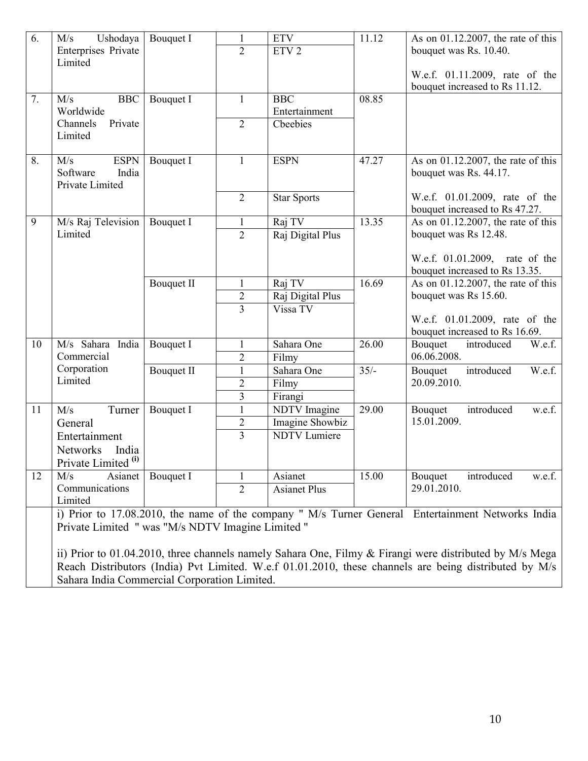| 6. | M/s Ushodaya Enterprises Private Limited | Bouquet I | 1 | ETV | 11.12 | As on 01.12.2007, the rate of this bouquet was Rs. 10.40. W.e.f. 01.11.2009, rate of the bouquet increased to Rs 11.12. |
|---|---|---|---|---|---|---|
| | | | 2 | ETV 2 | | |
| 7. | M/s BBC Worldwide Channels Private Limited | Bouquet I | 1 | BBC Entertainment | 08.85 | |
| | | | 2 | Cbeebies | | |
| 8. | M/s ESPN Software India Private Limited | Bouquet I | 1 | ESPN | 47.27 | As on 01.12.2007, the rate of this bouquet was Rs. 44.17. W.e.f. 01.01.2009, rate of the bouquet increased to Rs 47.27. |
| | | | 2 | Star Sports | | |
| 9 | M/s Raj Television Limited | Bouquet I | 1 | Raj TV | 13.35 | As on 01.12.2007, the rate of this bouquet was Rs 12.48. W.e.f. 01.01.2009, rate of the bouquet increased to Rs 13.35. |
| | | | 2 | Raj Digital Plus | | |
| | | Bouquet II | 1 | Raj TV | 16.69 | As on 01.12.2007, the rate of this bouquet was Rs 15.60. W.e.f. 01.01.2009, rate of the bouquet increased to Rs 16.69. |
| | | | 2 | Raj Digital Plus | | |
| | | | 3 | Vissa TV | | |
| 10 | M/s Sahara India Commercial Corporation Limited | Bouquet I | 1 | Sahara One | 26.00 | Bouquet introduced W.e.f. 06.06.2008. |
| | | | 2 | Filmy | | |
| | | Bouquet II | 1 | Sahara One | 35/- | Bouquet introduced W.e.f. 20.09.2010. |
| | | | 2 | Filmy | | |
| | | | 3 | Firangi | | |
| 11 | M/s Turner General Entertainment Networks India Private Limited (i) | Bouquet I | 1 | NDTV Imagine | 29.00 | Bouquet introduced w.e.f. 15.01.2009. |
| | | | 2 | Imagine Showbiz | | |
| | | | 3 | NDTV Lumiere | | |
| 12 | M/s Asianet Communications Limited | Bouquet I | 1 | Asianet | 15.00 | Bouquet introduced w.e.f. 29.01.2010. |
| | | | 2 | Asianet Plus | | |

i) Prior to 17.08.2010, the name of the company " M/s Turner General Entertainment Networks India Private Limited " was "M/s NDTV Imagine Limited "

ii) Prior to 01.04.2010, three channels namely Sahara One, Filmy & Firangi were distributed by M/s Mega Reach Distributors (India) Pvt Limited. W.e.f 01.01.2010, these channels are being distributed by M/s Sahara India Commercial Corporation Limited.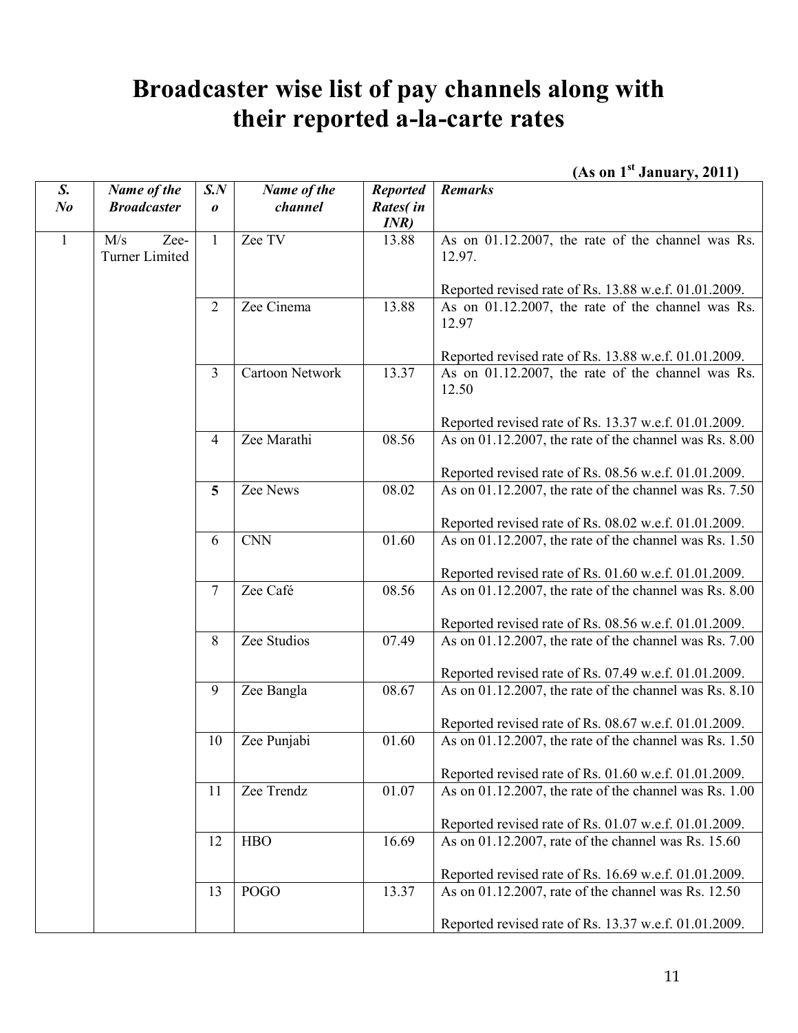# Broadcaster wise list of pay channels along with their reported a-la-carte rates

**(As on 1st January, 2011)**

| *S. No* | *Name of the Broadcaster* | *S.No* | *Name of the channel* | *Reported Rates( in INR)* | *Remarks* |
|---|---|---|---|---|---|
| 1 | M/s Zee-Turner Limited | 1 | Zee TV | 13.88 | As on 01.12.2007, the rate of the channel was Rs. 12.97. Reported revised rate of Rs. 13.88 w.e.f. 01.01.2009. |
| | | 2 | Zee Cinema | 13.88 | As on 01.12.2007, the rate of the channel was Rs. 12.97 Reported revised rate of Rs. 13.88 w.e.f. 01.01.2009. |
| | | 3 | Cartoon Network | 13.37 | As on 01.12.2007, the rate of the channel was Rs. 12.50 Reported revised rate of Rs. 13.37 w.e.f. 01.01.2009. |
| | | 4 | Zee Marathi | 08.56 | As on 01.12.2007, the rate of the channel was Rs. 8.00 Reported revised rate of Rs. 08.56 w.e.f. 01.01.2009. |
| | | **5** | Zee News | 08.02 | As on 01.12.2007, the rate of the channel was Rs. 7.50 Reported revised rate of Rs. 08.02 w.e.f. 01.01.2009. |
| | | 6 | CNN | 01.60 | As on 01.12.2007, the rate of the channel was Rs. 1.50 Reported revised rate of Rs. 01.60 w.e.f. 01.01.2009. |
| | | 7 | Zee Café | 08.56 | As on 01.12.2007, the rate of the channel was Rs. 8.00 Reported revised rate of Rs. 08.56 w.e.f. 01.01.2009. |
| | | 8 | Zee Studios | 07.49 | As on 01.12.2007, the rate of the channel was Rs. 7.00 Reported revised rate of Rs. 07.49 w.e.f. 01.01.2009. |
| | | 9 | Zee Bangla | 08.67 | As on 01.12.2007, the rate of the channel was Rs. 8.10 Reported revised rate of Rs. 08.67 w.e.f. 01.01.2009. |
| | | 10 | Zee Punjabi | 01.60 | As on 01.12.2007, the rate of the channel was Rs. 1.50 Reported revised rate of Rs. 01.60 w.e.f. 01.01.2009. |
| | | 11 | Zee Trendz | 01.07 | As on 01.12.2007, the rate of the channel was Rs. 1.00 Reported revised rate of Rs. 01.07 w.e.f. 01.01.2009. |
| | | 12 | HBO | 16.69 | As on 01.12.2007, rate of the channel was Rs. 15.60 Reported revised rate of Rs. 16.69 w.e.f. 01.01.2009. |
| | | 13 | POGO | 13.37 | As on 01.12.2007, rate of the channel was Rs. 12.50 Reported revised rate of Rs. 13.37 w.e.f. 01.01.2009. |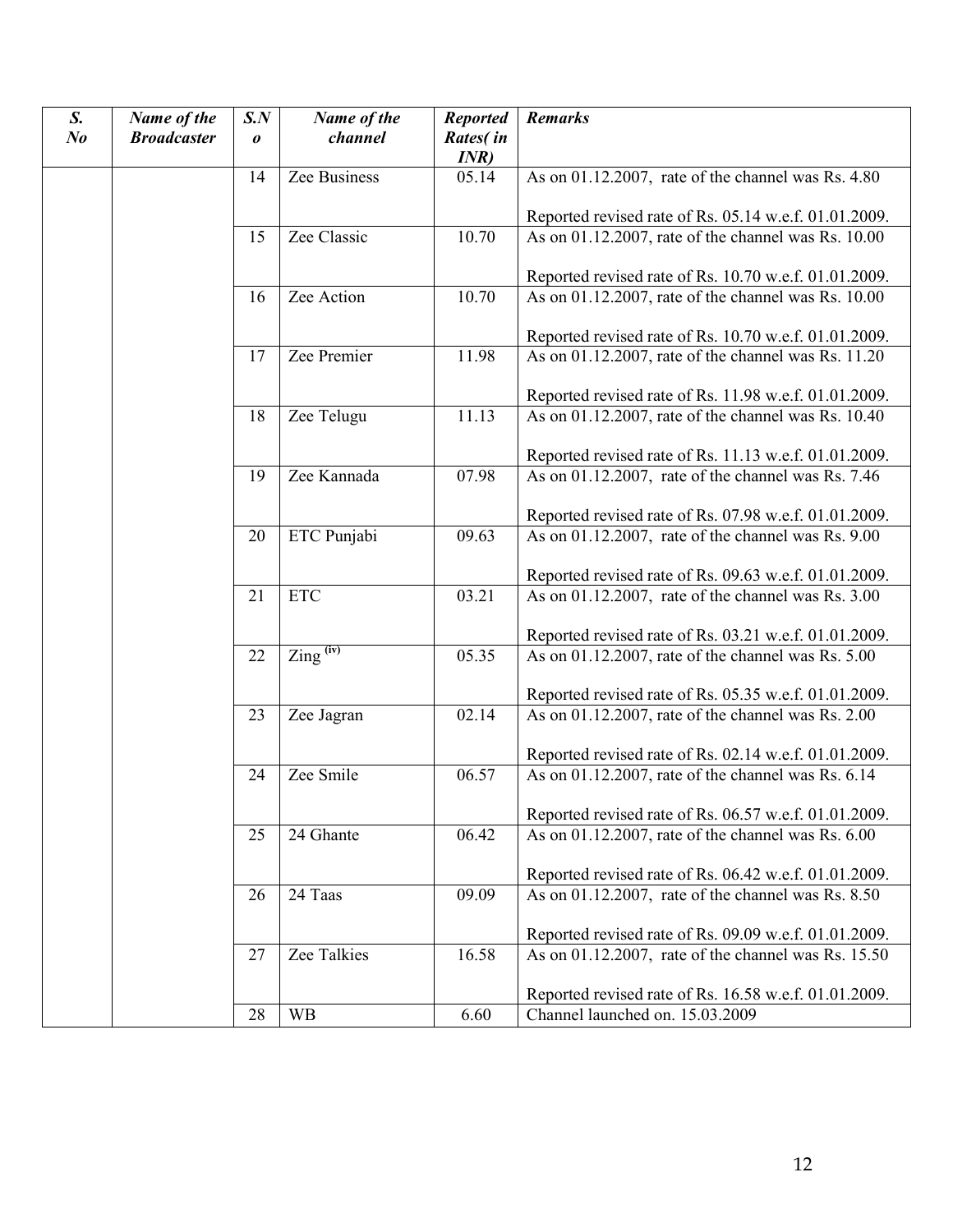| *S. No* | *Name of the Broadcaster* | *S.No* | *Name of the channel* | *Reported Rates( in INR)* | *Remarks* |
|---|---|---|---|---|---|
| | | 14 | Zee Business | 05.14 | As on 01.12.2007, rate of the channel was Rs. 4.80<br><br>Reported revised rate of Rs. 05.14 w.e.f. 01.01.2009. |
| | | 15 | Zee Classic | 10.70 | As on 01.12.2007, rate of the channel was Rs. 10.00<br><br>Reported revised rate of Rs. 10.70 w.e.f. 01.01.2009. |
| | | 16 | Zee Action | 10.70 | As on 01.12.2007, rate of the channel was Rs. 10.00<br><br>Reported revised rate of Rs. 10.70 w.e.f. 01.01.2009. |
| | | 17 | Zee Premier | 11.98 | As on 01.12.2007, rate of the channel was Rs. 11.20<br><br>Reported revised rate of Rs. 11.98 w.e.f. 01.01.2009. |
| | | 18 | Zee Telugu | 11.13 | As on 01.12.2007, rate of the channel was Rs. 10.40<br><br>Reported revised rate of Rs. 11.13 w.e.f. 01.01.2009. |
| | | 19 | Zee Kannada | 07.98 | As on 01.12.2007, rate of the channel was Rs. 7.46<br><br>Reported revised rate of Rs. 07.98 w.e.f. 01.01.2009. |
| | | 20 | ETC Punjabi | 09.63 | As on 01.12.2007, rate of the channel was Rs. 9.00<br><br>Reported revised rate of Rs. 09.63 w.e.f. 01.01.2009. |
| | | 21 | ETC | 03.21 | As on 01.12.2007, rate of the channel was Rs. 3.00<br><br>Reported revised rate of Rs. 03.21 w.e.f. 01.01.2009. |
| | | 22 | Zing [(iv)] | 05.35 | As on 01.12.2007, rate of the channel was Rs. 5.00<br><br>Reported revised rate of Rs. 05.35 w.e.f. 01.01.2009. |
| | | 23 | Zee Jagran | 02.14 | As on 01.12.2007, rate of the channel was Rs. 2.00<br><br>Reported revised rate of Rs. 02.14 w.e.f. 01.01.2009. |
| | | 24 | Zee Smile | 06.57 | As on 01.12.2007, rate of the channel was Rs. 6.14<br><br>Reported revised rate of Rs. 06.57 w.e.f. 01.01.2009. |
| | | 25 | 24 Ghante | 06.42 | As on 01.12.2007, rate of the channel was Rs. 6.00<br><br>Reported revised rate of Rs. 06.42 w.e.f. 01.01.2009. |
| | | 26 | 24 Taas | 09.09 | As on 01.12.2007, rate of the channel was Rs. 8.50<br><br>Reported revised rate of Rs. 09.09 w.e.f. 01.01.2009. |
| | | 27 | Zee Talkies | 16.58 | As on 01.12.2007, rate of the channel was Rs. 15.50<br><br>Reported revised rate of Rs. 16.58 w.e.f. 01.01.2009. |
| | | 28 | WB | 6.60 | Channel launched on. 15.03.2009 |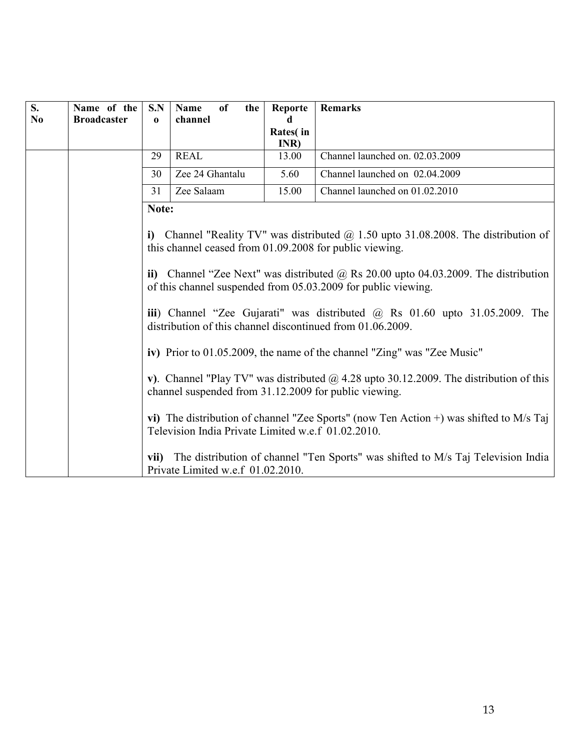| S. No | Name of the Broadcaster | S.No | Name of the channel | Reported Rates( in INR) | Remarks |
|---|---|---|---|---|---|
| | | 29 | REAL | 13.00 | Channel launched on. 02.03.2009 |
| | | 30 | Zee 24 Ghantalu | 5.60 | Channel launched on 02.04.2009 |
| | | 31 | Zee Salaam | 15.00 | Channel launched on 01.02.2010 |

**Note:**

**i)** Channel "Reality TV" was distributed @ 1.50 upto 31.08.2008. The distribution of this channel ceased from 01.09.2008 for public viewing.

**ii)** Channel "Zee Next" was distributed @ Rs 20.00 upto 04.03.2009. The distribution of this channel suspended from 05.03.2009 for public viewing.

**iii**) Channel "Zee Gujarati" was distributed @ Rs 01.60 upto 31.05.2009. The distribution of this channel discontinued from 01.06.2009.

**iv)** Prior to 01.05.2009, the name of the channel "Zing" was "Zee Music"

**v)**. Channel "Play TV" was distributed @ 4.28 upto 30.12.2009. The distribution of this channel suspended from 31.12.2009 for public viewing.

**vi)** The distribution of channel "Zee Sports" (now Ten Action +) was shifted to M/s Taj Television India Private Limited w.e.f 01.02.2010.

**vii)** The distribution of channel "Ten Sports" was shifted to M/s Taj Television India Private Limited w.e.f 01.02.2010.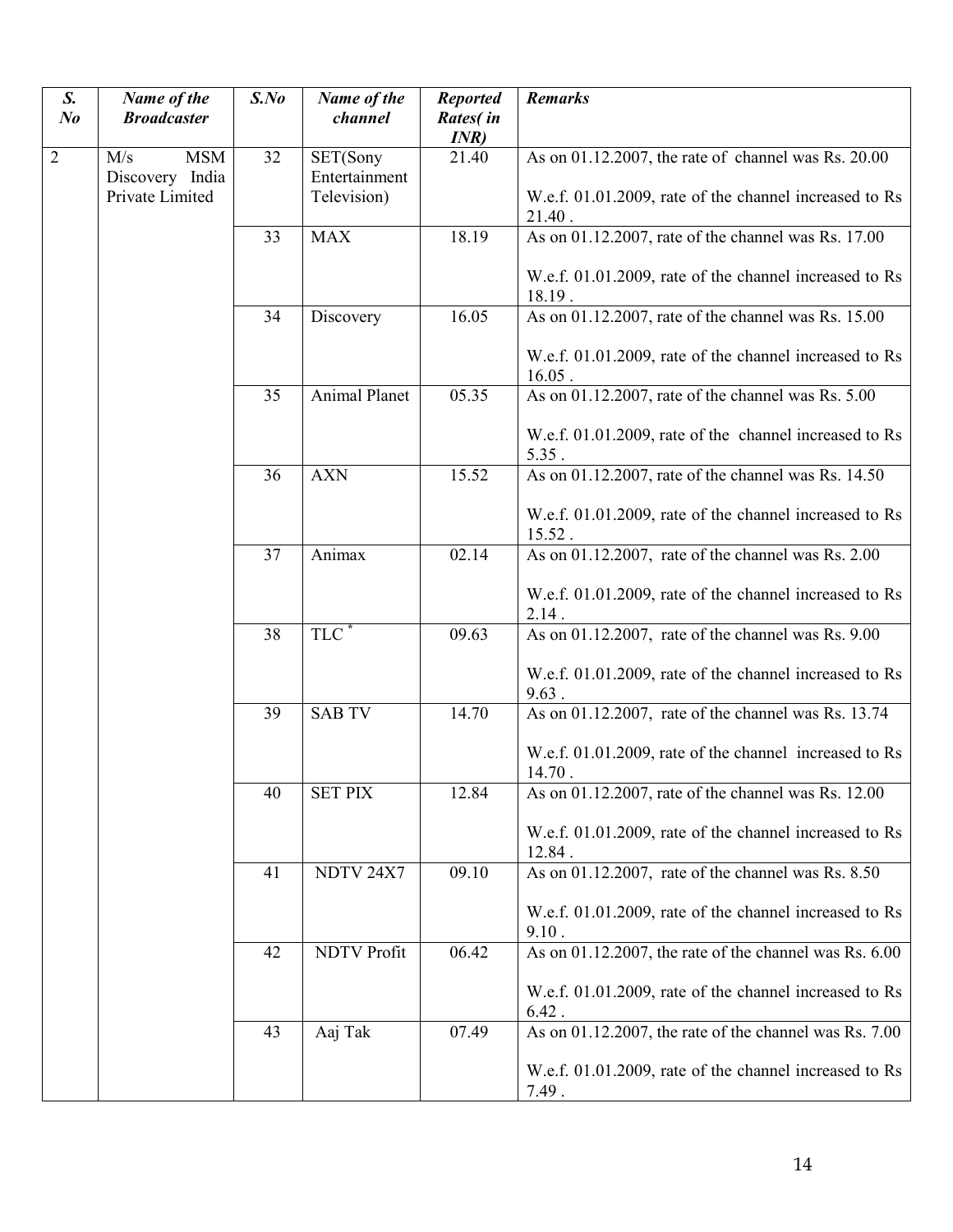| S. No | Name of the Broadcaster | S.No | Name of the channel | Reported Rates( in INR) | Remarks |
|---|---|---|---|---|---|
| 2 | M/s MSM Discovery India Private Limited | 32 | SET(Sony Entertainment Television) | 21.40 | As on 01.12.2007, the rate of channel was Rs. 20.00<br><br>W.e.f. 01.01.2009, rate of the channel increased to Rs 21.40 . |
| | | 33 | MAX | 18.19 | As on 01.12.2007, rate of the channel was Rs. 17.00<br><br>W.e.f. 01.01.2009, rate of the channel increased to Rs 18.19 . |
| | | 34 | Discovery | 16.05 | As on 01.12.2007, rate of the channel was Rs. 15.00<br><br>W.e.f. 01.01.2009, rate of the channel increased to Rs 16.05 . |
| | | 35 | Animal Planet | 05.35 | As on 01.12.2007, rate of the channel was Rs. 5.00<br><br>W.e.f. 01.01.2009, rate of the channel increased to Rs 5.35 . |
| | | 36 | AXN | 15.52 | As on 01.12.2007, rate of the channel was Rs. 14.50<br><br>W.e.f. 01.01.2009, rate of the channel increased to Rs 15.52 . |
| | | 37 | Animax | 02.14 | As on 01.12.2007, rate of the channel was Rs. 2.00<br><br>W.e.f. 01.01.2009, rate of the channel increased to Rs 2.14 . |
| | | 38 | TLC * | 09.63 | As on 01.12.2007, rate of the channel was Rs. 9.00<br><br>W.e.f. 01.01.2009, rate of the channel increased to Rs 9.63 . |
| | | 39 | SAB TV | 14.70 | As on 01.12.2007, rate of the channel was Rs. 13.74<br><br>W.e.f. 01.01.2009, rate of the channel increased to Rs 14.70 . |
| | | 40 | SET PIX | 12.84 | As on 01.12.2007, rate of the channel was Rs. 12.00<br><br>W.e.f. 01.01.2009, rate of the channel increased to Rs 12.84 . |
| | | 41 | NDTV 24X7 | 09.10 | As on 01.12.2007, rate of the channel was Rs. 8.50<br><br>W.e.f. 01.01.2009, rate of the channel increased to Rs 9.10 . |
| | | 42 | NDTV Profit | 06.42 | As on 01.12.2007, the rate of the channel was Rs. 6.00<br><br>W.e.f. 01.01.2009, rate of the channel increased to Rs 6.42 . |
| | | 43 | Aaj Tak | 07.49 | As on 01.12.2007, the rate of the channel was Rs. 7.00<br><br>W.e.f. 01.01.2009, rate of the channel increased to Rs 7.49 . |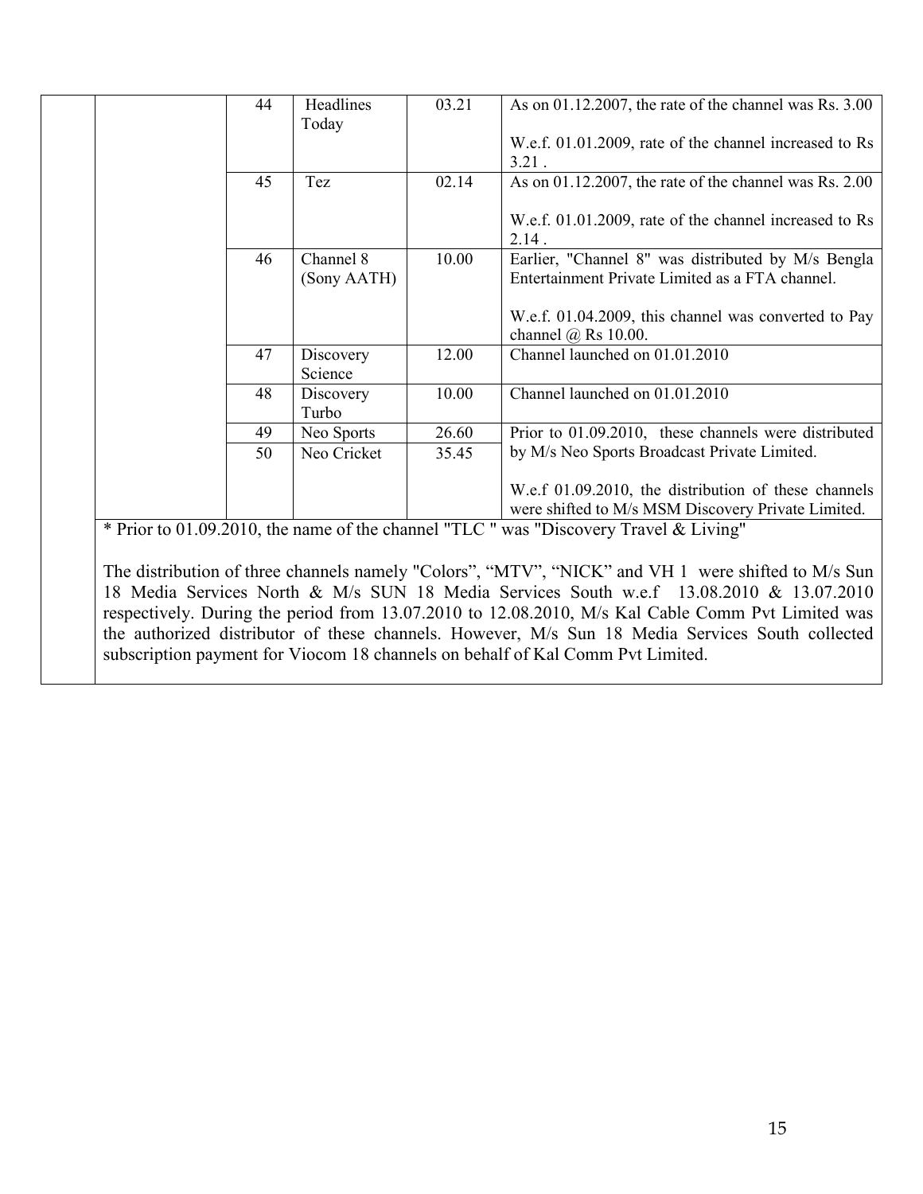| | | | | | |
|---|---|---|---|---|---|
| | | 44 | Headlines Today | 03.21 | As on 01.12.2007, the rate of the channel was Rs. 3.00<br><br>W.e.f. 01.01.2009, rate of the channel increased to Rs 3.21 . |
| | | 45 | Tez | 02.14 | As on 01.12.2007, the rate of the channel was Rs. 2.00<br><br>W.e.f. 01.01.2009, rate of the channel increased to Rs 2.14 . |
| | | 46 | Channel 8 (Sony AATH) | 10.00 | Earlier, "Channel 8" was distributed by M/s Bengla Entertainment Private Limited as a FTA channel.<br><br>W.e.f. 01.04.2009, this channel was converted to Pay channel @ Rs 10.00. |
| | | 47 | Discovery Science | 12.00 | Channel launched on 01.01.2010 |
| | | 48 | Discovery Turbo | 10.00 | Channel launched on 01.01.2010 |
| | | 49 | Neo Sports | 26.60 | Prior to 01.09.2010, these channels were distributed by M/s Neo Sports Broadcast Private Limited.<br><br>W.e.f 01.09.2010, the distribution of these channels were shifted to M/s MSM Discovery Private Limited. |
| | | 50 | Neo Cricket | 35.45 | |

* Prior to 01.09.2010, the name of the channel "TLC " was "Discovery Travel & Living"

The distribution of three channels namely "Colors", "MTV", "NICK" and VH 1 were shifted to M/s Sun 18 Media Services North & M/s SUN 18 Media Services South w.e.f 13.08.2010 & 13.07.2010 respectively. During the period from 13.07.2010 to 12.08.2010, M/s Kal Cable Comm Pvt Limited was the authorized distributor of these channels. However, M/s Sun 18 Media Services South collected subscription payment for Viocom 18 channels on behalf of Kal Comm Pvt Limited.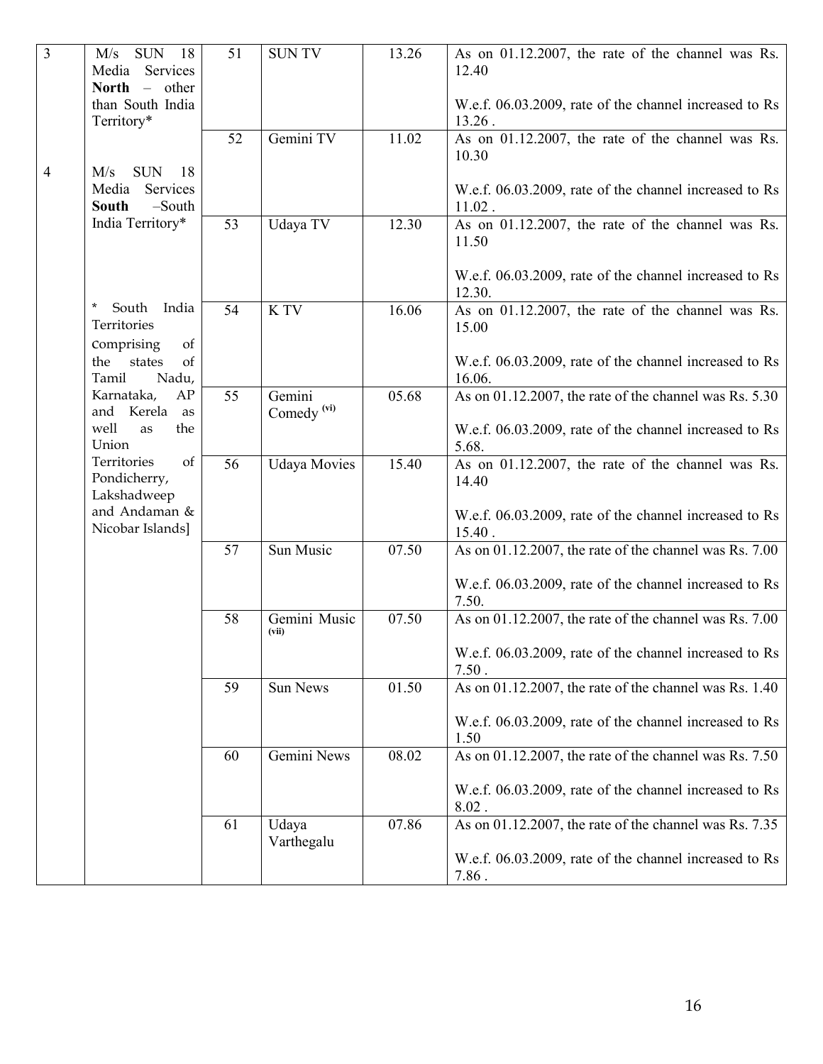| 3 | M/s SUN 18 Media Services **North** – other than South India Territory* | 51 | SUN TV | 13.26 | As on 01.12.2007, the rate of the channel was Rs. 12.40<br><br>W.e.f. 06.03.2009, rate of the channel increased to Rs 13.26 . |
|---|---|---|---|---|---|
| 4 | M/s SUN 18 Media Services **South** –South India Territory*<br><br>* South India Territories comprising of the states of Tamil Nadu, Karnataka, AP and Kerela as well as the Union Territories of Pondicherry, Lakshadweep and Andaman & Nicobar Islands] | 52 | Gemini TV | 11.02 | As on 01.12.2007, the rate of the channel was Rs. 10.30<br><br>W.e.f. 06.03.2009, rate of the channel increased to Rs 11.02 . |
| | | 53 | Udaya TV | 12.30 | As on 01.12.2007, the rate of the channel was Rs. 11.50<br><br>W.e.f. 06.03.2009, rate of the channel increased to Rs 12.30. |
| | | 54 | K TV | 16.06 | As on 01.12.2007, the rate of the channel was Rs. 15.00<br><br>W.e.f. 06.03.2009, rate of the channel increased to Rs 16.06. |
| | | 55 | Gemini Comedy (vi) | 05.68 | As on 01.12.2007, the rate of the channel was Rs. 5.30<br><br>W.e.f. 06.03.2009, rate of the channel increased to Rs 5.68. |
| | | 56 | Udaya Movies | 15.40 | As on 01.12.2007, the rate of the channel was Rs. 14.40<br><br>W.e.f. 06.03.2009, rate of the channel increased to Rs 15.40 . |
| | | 57 | Sun Music | 07.50 | As on 01.12.2007, the rate of the channel was Rs. 7.00<br><br>W.e.f. 06.03.2009, rate of the channel increased to Rs 7.50. |
| | | 58 | Gemini Music (vii) | 07.50 | As on 01.12.2007, the rate of the channel was Rs. 7.00<br><br>W.e.f. 06.03.2009, rate of the channel increased to Rs 7.50 . |
| | | 59 | Sun News | 01.50 | As on 01.12.2007, the rate of the channel was Rs. 1.40<br><br>W.e.f. 06.03.2009, rate of the channel increased to Rs 1.50 |
| | | 60 | Gemini News | 08.02 | As on 01.12.2007, the rate of the channel was Rs. 7.50<br><br>W.e.f. 06.03.2009, rate of the channel increased to Rs 8.02 . |
| | | 61 | Udaya Varthegalu | 07.86 | As on 01.12.2007, the rate of the channel was Rs. 7.35<br><br>W.e.f. 06.03.2009, rate of the channel increased to Rs 7.86 . |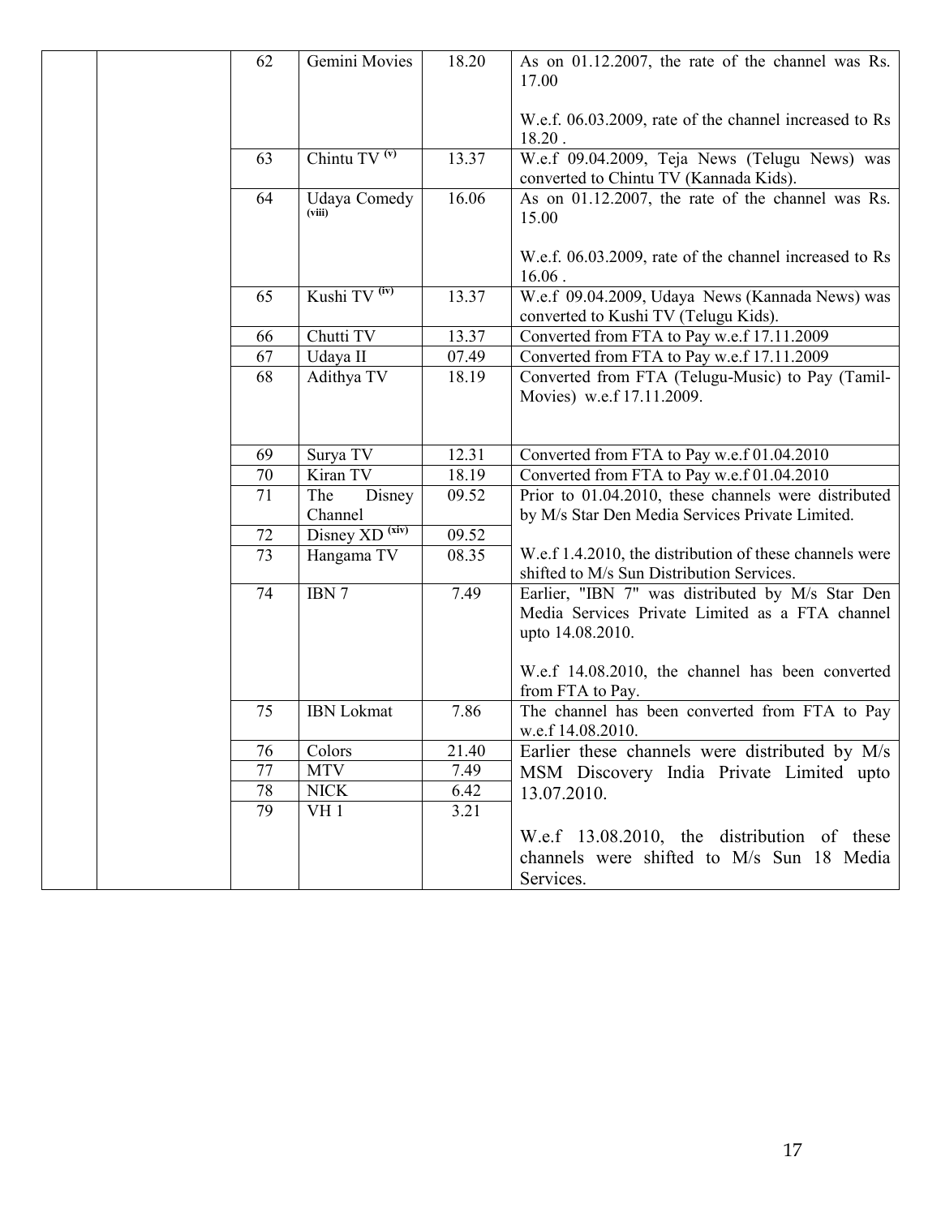| | | | | | |
|---|---|---|---|---|---|
| | | 62 | Gemini Movies | 18.20 | As on 01.12.2007, the rate of the channel was Rs. 17.00<br><br>W.e.f. 06.03.2009, rate of the channel increased to Rs 18.20 . |
| | | 63 | Chintu TV [(v)] | 13.37 | W.e.f 09.04.2009, Teja News (Telugu News) was converted to Chintu TV (Kannada Kids). |
| | | 64 | Udaya Comedy [(viii)] | 16.06 | As on 01.12.2007, the rate of the channel was Rs. 15.00<br><br>W.e.f. 06.03.2009, rate of the channel increased to Rs 16.06 . |
| | | 65 | Kushi TV [(iv)] | 13.37 | W.e.f 09.04.2009, Udaya News (Kannada News) was converted to Kushi TV (Telugu Kids). |
| | | 66 | Chutti TV | 13.37 | Converted from FTA to Pay w.e.f 17.11.2009 |
| | | 67 | Udaya II | 07.49 | Converted from FTA to Pay w.e.f 17.11.2009 |
| | | 68 | Adithya TV | 18.19 | Converted from FTA (Telugu-Music) to Pay (Tamil-Movies) w.e.f 17.11.2009. |
| | | 69 | Surya TV | 12.31 | Converted from FTA to Pay w.e.f 01.04.2010 |
| | | 70 | Kiran TV | 18.19 | Converted from FTA to Pay w.e.f 01.04.2010 |
| | | 71 | The Disney Channel | 09.52 | Prior to 01.04.2010, these channels were distributed by M/s Star Den Media Services Private Limited.<br><br>W.e.f 1.4.2010, the distribution of these channels were shifted to M/s Sun Distribution Services. |
| | | 72 | Disney XD [(xiv)] | 09.52 | |
| | | 73 | Hangama TV | 08.35 | |
| | | 74 | IBN 7 | 7.49 | Earlier, "IBN 7" was distributed by M/s Star Den Media Services Private Limited as a FTA channel upto 14.08.2010.<br><br>W.e.f 14.08.2010, the channel has been converted from FTA to Pay. |
| | | 75 | IBN Lokmat | 7.86 | The channel has been converted from FTA to Pay w.e.f 14.08.2010. |
| | | 76 | Colors | 21.40 | Earlier these channels were distributed by M/s MSM Discovery India Private Limited upto 13.07.2010.<br><br>W.e.f 13.08.2010, the distribution of these channels were shifted to M/s Sun 18 Media Services. |
| | | 77 | MTV | 7.49 | |
| | | 78 | NICK | 6.42 | |
| | | 79 | VH 1 | 3.21 | |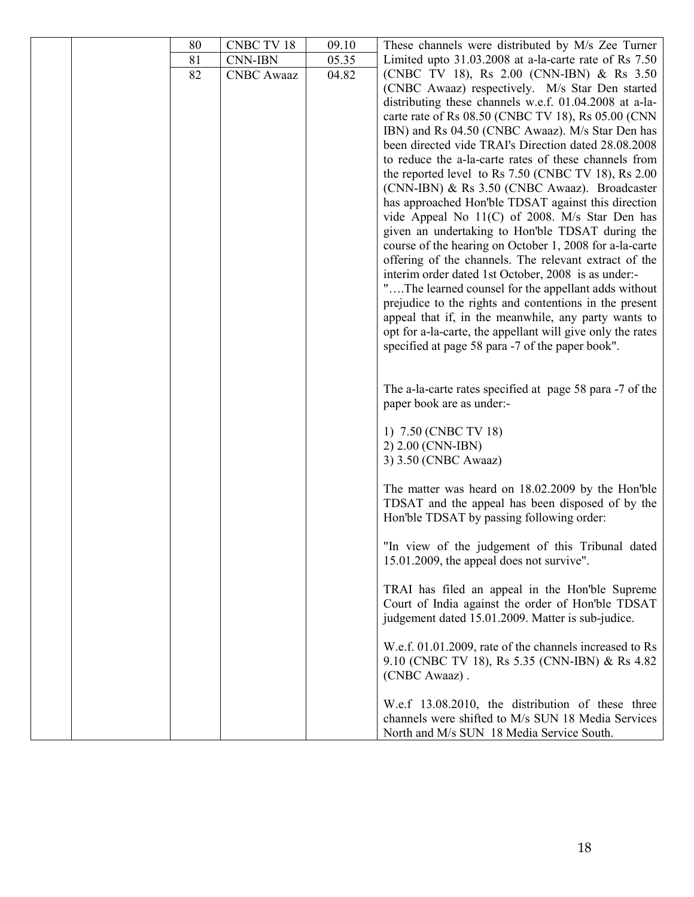|  |  | 80 | CNBC TV 18 | 09.10 | These channels were distributed by M/s Zee Turner Limited upto 31.03.2008 at a-la-carte rate of Rs 7.50 (CNBC TV 18), Rs 2.00 (CNN-IBN) & Rs 3.50 (CNBC Awaaz) respectively. M/s Star Den started distributing these channels w.e.f. 01.04.2008 at a-la-carte rate of Rs 08.50 (CNBC TV 18), Rs 05.00 (CNN IBN) and Rs 04.50 (CNBC Awaaz). M/s Star Den has been directed vide TRAI's Direction dated 28.08.2008 to reduce the a-la-carte rates of these channels from the reported level to Rs 7.50 (CNBC TV 18), Rs 2.00 (CNN-IBN) & Rs 3.50 (CNBC Awaaz). Broadcaster has approached Hon'ble TDSAT against this direction vide Appeal No 11(C) of 2008. M/s Star Den has given an undertaking to Hon'ble TDSAT during the course of the hearing on October 1, 2008 for a-la-carte offering of the channels. The relevant extract of the interim order dated 1st October, 2008 is as under:- "….The learned counsel for the appellant adds without prejudice to the rights and contentions in the present appeal that if, in the meanwhile, any party wants to opt for a-la-carte, the appellant will give only the rates specified at page 58 para -7 of the paper book".<br><br>The a-la-carte rates specified at page 58 para -7 of the paper book are as under:-<br><br>1) 7.50 (CNBC TV 18)<br>2) 2.00 (CNN-IBN)<br>3) 3.50 (CNBC Awaaz)<br><br>The matter was heard on 18.02.2009 by the Hon'ble TDSAT and the appeal has been disposed of by the Hon'ble TDSAT by passing following order:<br><br>"In view of the judgement of this Tribunal dated 15.01.2009, the appeal does not survive".<br><br>TRAI has filed an appeal in the Hon'ble Supreme Court of India against the order of Hon'ble TDSAT judgement dated 15.01.2009. Matter is sub-judice.<br><br>W.e.f. 01.01.2009, rate of the channels increased to Rs 9.10 (CNBC TV 18), Rs 5.35 (CNN-IBN) & Rs 4.82 (CNBC Awaaz) .<br><br>W.e.f 13.08.2010, the distribution of these three channels were shifted to M/s SUN 18 Media Services North and M/s SUN 18 Media Service South. |
|---|---|---|---|---|---|
|  |  | 81 | CNN-IBN | 05.35 |  |
|  |  | 82 | CNBC Awaaz | 04.82 |  |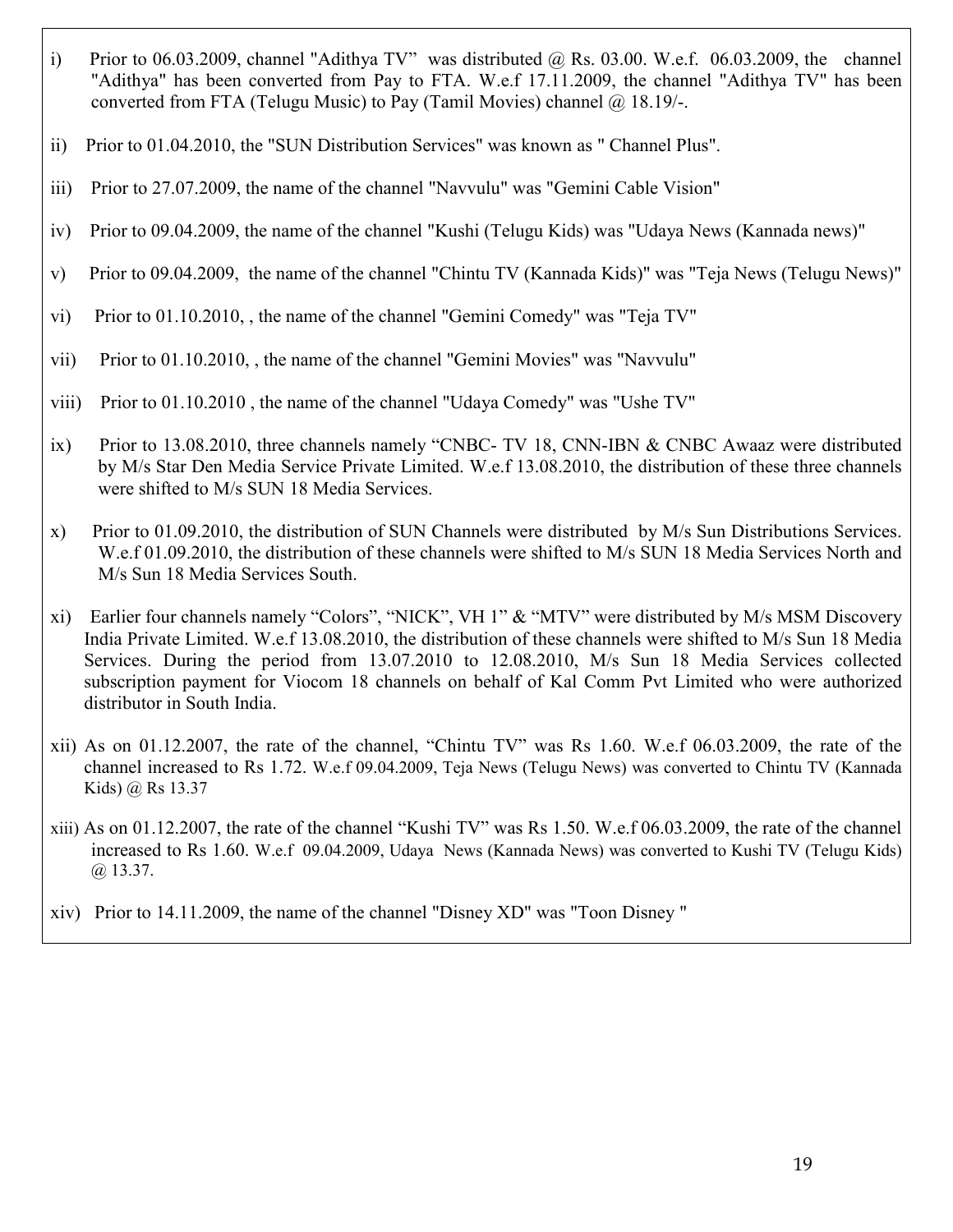i) Prior to 06.03.2009, channel "Adithya TV" was distributed @ Rs. 03.00. W.e.f. 06.03.2009, the channel "Adithya" has been converted from Pay to FTA. W.e.f 17.11.2009, the channel "Adithya TV" has been converted from FTA (Telugu Music) to Pay (Tamil Movies) channel @ 18.19/-.

ii) Prior to 01.04.2010, the "SUN Distribution Services" was known as " Channel Plus".

iii) Prior to 27.07.2009, the name of the channel "Navvulu" was "Gemini Cable Vision"

iv) Prior to 09.04.2009, the name of the channel "Kushi (Telugu Kids) was "Udaya News (Kannada news)"

v) Prior to 09.04.2009, the name of the channel "Chintu TV (Kannada Kids)" was "Teja News (Telugu News)"

vi) Prior to 01.10.2010, , the name of the channel "Gemini Comedy" was "Teja TV"

vii) Prior to 01.10.2010, , the name of the channel "Gemini Movies" was "Navvulu"

viii) Prior to 01.10.2010 , the name of the channel "Udaya Comedy" was "Ushe TV"

ix) Prior to 13.08.2010, three channels namely "CNBC- TV 18, CNN-IBN & CNBC Awaaz were distributed by M/s Star Den Media Service Private Limited. W.e.f 13.08.2010, the distribution of these three channels were shifted to M/s SUN 18 Media Services.

x) Prior to 01.09.2010, the distribution of SUN Channels were distributed by M/s Sun Distributions Services. W.e.f 01.09.2010, the distribution of these channels were shifted to M/s SUN 18 Media Services North and M/s Sun 18 Media Services South.

xi) Earlier four channels namely "Colors", "NICK", VH 1" & "MTV" were distributed by M/s MSM Discovery India Private Limited. W.e.f 13.08.2010, the distribution of these channels were shifted to M/s Sun 18 Media Services. During the period from 13.07.2010 to 12.08.2010, M/s Sun 18 Media Services collected subscription payment for Viocom 18 channels on behalf of Kal Comm Pvt Limited who were authorized distributor in South India.

xii) As on 01.12.2007, the rate of the channel, "Chintu TV" was Rs 1.60. W.e.f 06.03.2009, the rate of the channel increased to Rs 1.72. W.e.f 09.04.2009, Teja News (Telugu News) was converted to Chintu TV (Kannada Kids) @ Rs 13.37

xiii) As on 01.12.2007, the rate of the channel "Kushi TV" was Rs 1.50. W.e.f 06.03.2009, the rate of the channel increased to Rs 1.60. W.e.f 09.04.2009, Udaya News (Kannada News) was converted to Kushi TV (Telugu Kids) @ 13.37.

xiv) Prior to 14.11.2009, the name of the channel "Disney XD" was "Toon Disney "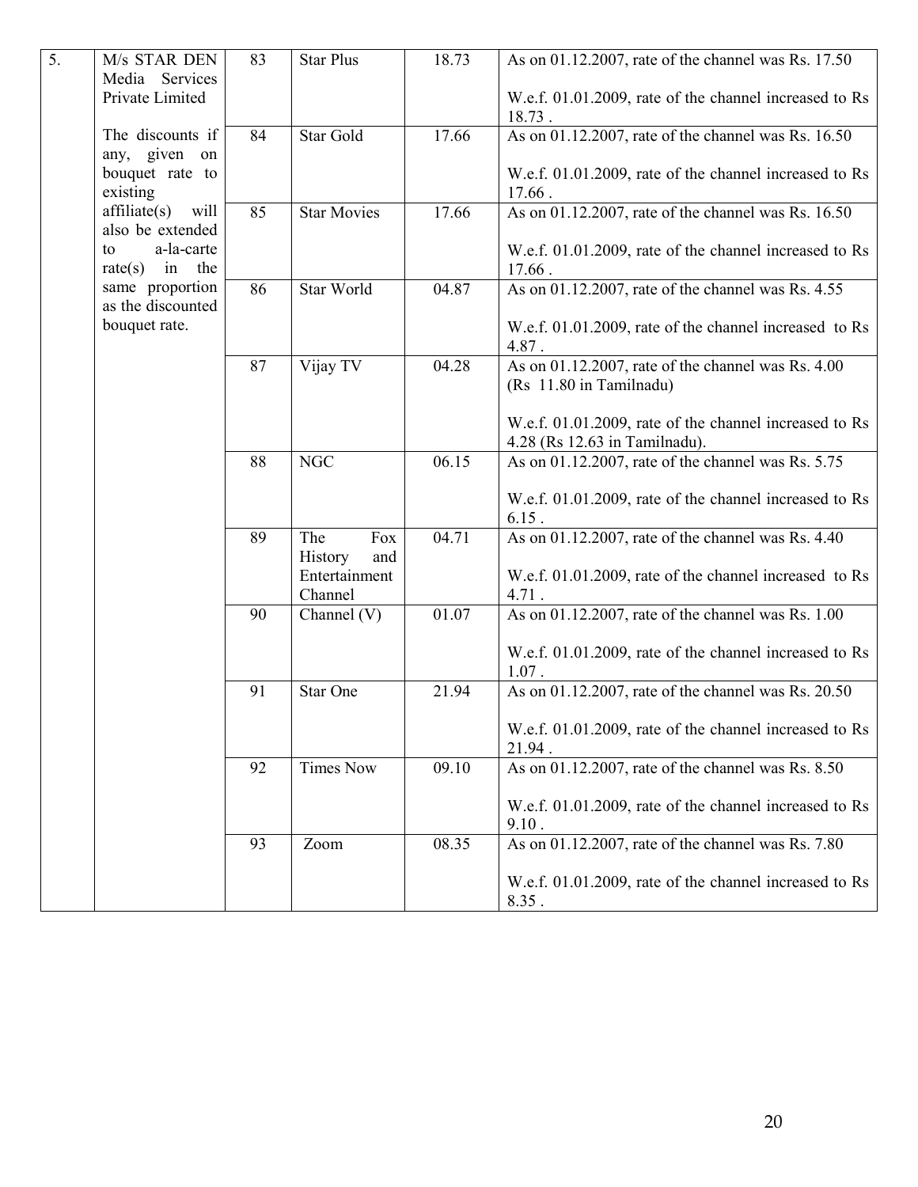| 5. | M/s STAR DEN Media Services Private Limited<br><br>The discounts if any, given on bouquet rate to existing affiliate(s) will also be extended to a-la-carte rate(s) in the same proportion as the discounted bouquet rate. | 83 | Star Plus | 18.73 | As on 01.12.2007, rate of the channel was Rs. 17.50<br><br>W.e.f. 01.01.2009, rate of the channel increased to Rs 18.73 . |
|---|---|---|---|---|---|
| | | 84 | Star Gold | 17.66 | As on 01.12.2007, rate of the channel was Rs. 16.50<br><br>W.e.f. 01.01.2009, rate of the channel increased to Rs 17.66 . |
| | | 85 | Star Movies | 17.66 | As on 01.12.2007, rate of the channel was Rs. 16.50<br><br>W.e.f. 01.01.2009, rate of the channel increased to Rs 17.66 . |
| | | 86 | Star World | 04.87 | As on 01.12.2007, rate of the channel was Rs. 4.55<br><br>W.e.f. 01.01.2009, rate of the channel increased to Rs 4.87 . |
| | | 87 | Vijay TV | 04.28 | As on 01.12.2007, rate of the channel was Rs. 4.00 (Rs 11.80 in Tamilnadu)<br><br>W.e.f. 01.01.2009, rate of the channel increased to Rs 4.28 (Rs 12.63 in Tamilnadu). |
| | | 88 | NGC | 06.15 | As on 01.12.2007, rate of the channel was Rs. 5.75<br><br>W.e.f. 01.01.2009, rate of the channel increased to Rs 6.15 . |
| | | 89 | The Fox History and Entertainment Channel | 04.71 | As on 01.12.2007, rate of the channel was Rs. 4.40<br><br>W.e.f. 01.01.2009, rate of the channel increased to Rs 4.71 . |
| | | 90 | Channel (V) | 01.07 | As on 01.12.2007, rate of the channel was Rs. 1.00<br><br>W.e.f. 01.01.2009, rate of the channel increased to Rs 1.07 . |
| | | 91 | Star One | 21.94 | As on 01.12.2007, rate of the channel was Rs. 20.50<br><br>W.e.f. 01.01.2009, rate of the channel increased to Rs 21.94 . |
| | | 92 | Times Now | 09.10 | As on 01.12.2007, rate of the channel was Rs. 8.50<br><br>W.e.f. 01.01.2009, rate of the channel increased to Rs 9.10 . |
| | | 93 | Zoom | 08.35 | As on 01.12.2007, rate of the channel was Rs. 7.80<br><br>W.e.f. 01.01.2009, rate of the channel increased to Rs 8.35 . |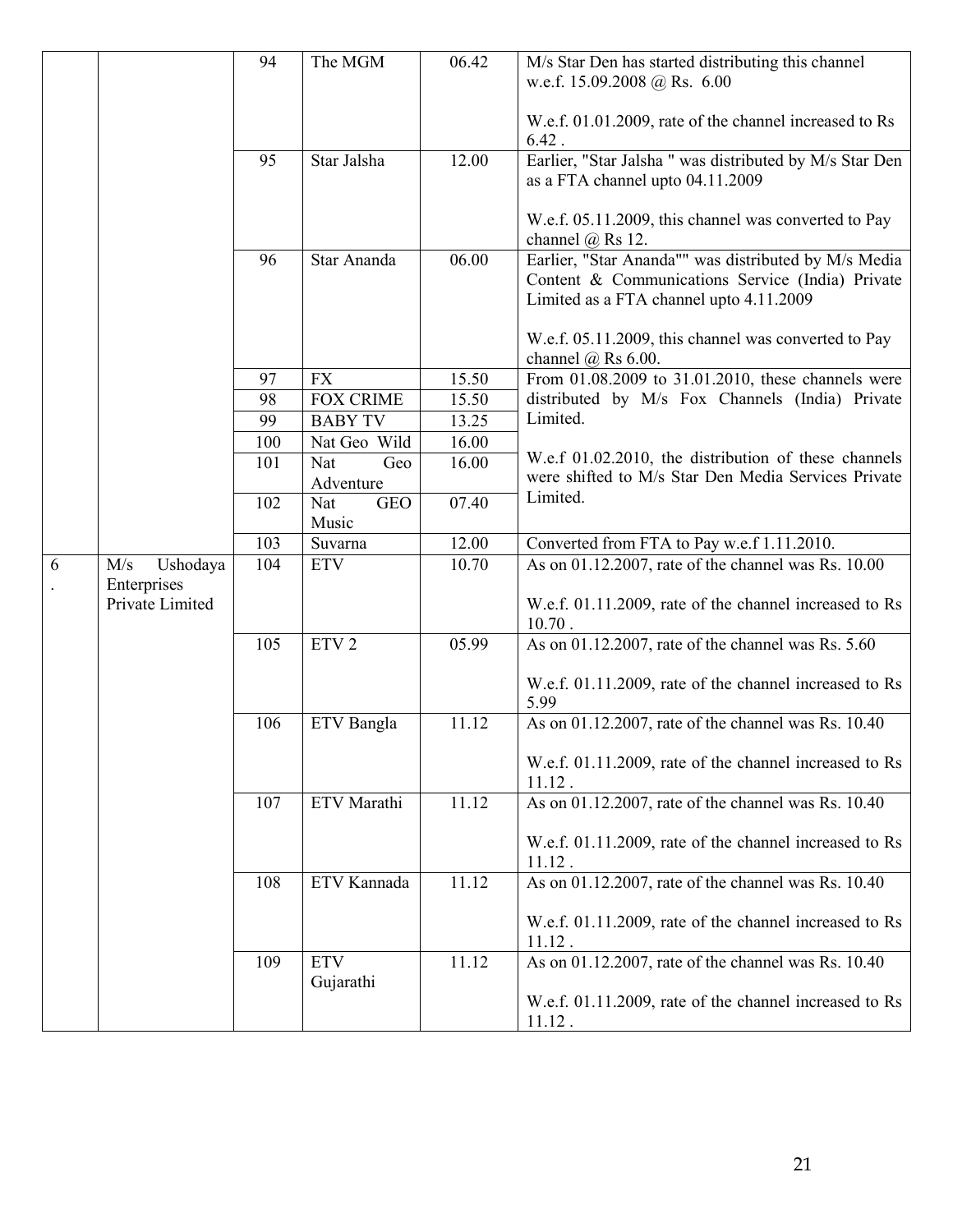| | | 94 | The MGM | 06.42 | M/s Star Den has started distributing this channel w.e.f. 15.09.2008 @ Rs. 6.00<br><br>W.e.f. 01.01.2009, rate of the channel increased to Rs 6.42 . |
|---|---|---|---|---|---|
| | | 95 | Star Jalsha | 12.00 | Earlier, "Star Jalsha " was distributed by M/s Star Den as a FTA channel upto 04.11.2009<br><br>W.e.f. 05.11.2009, this channel was converted to Pay channel @ Rs 12. |
| | | 96 | Star Ananda | 06.00 | Earlier, "Star Ananda"" was distributed by M/s Media Content & Communications Service (India) Private Limited as a FTA channel upto 4.11.2009<br><br>W.e.f. 05.11.2009, this channel was converted to Pay channel @ Rs 6.00. |
| | | 97 | FX | 15.50 | From 01.08.2009 to 31.01.2010, these channels were distributed by M/s Fox Channels (India) Private Limited.<br><br>W.e.f 01.02.2010, the distribution of these channels were shifted to M/s Star Den Media Services Private Limited. |
| | | 98 | FOX CRIME | 15.50 | |
| | | 99 | BABY TV | 13.25 | |
| | | 100 | Nat Geo Wild | 16.00 | |
| | | 101 | Nat Geo Adventure | 16.00 | |
| | | 102 | Nat GEO Music | 07.40 | |
| | | 103 | Suvarna | 12.00 | Converted from FTA to Pay w.e.f 1.11.2010. |
| 6. | M/s Ushodaya Enterprises Private Limited | 104 | ETV | 10.70 | As on 01.12.2007, rate of the channel was Rs. 10.00<br><br>W.e.f. 01.11.2009, rate of the channel increased to Rs 10.70 . |
| | | 105 | ETV 2 | 05.99 | As on 01.12.2007, rate of the channel was Rs. 5.60<br><br>W.e.f. 01.11.2009, rate of the channel increased to Rs 5.99 |
| | | 106 | ETV Bangla | 11.12 | As on 01.12.2007, rate of the channel was Rs. 10.40<br><br>W.e.f. 01.11.2009, rate of the channel increased to Rs 11.12 . |
| | | 107 | ETV Marathi | 11.12 | As on 01.12.2007, rate of the channel was Rs. 10.40<br><br>W.e.f. 01.11.2009, rate of the channel increased to Rs 11.12 . |
| | | 108 | ETV Kannada | 11.12 | As on 01.12.2007, rate of the channel was Rs. 10.40<br><br>W.e.f. 01.11.2009, rate of the channel increased to Rs 11.12 . |
| | | 109 | ETV Gujarathi | 11.12 | As on 01.12.2007, rate of the channel was Rs. 10.40<br><br>W.e.f. 01.11.2009, rate of the channel increased to Rs 11.12 . |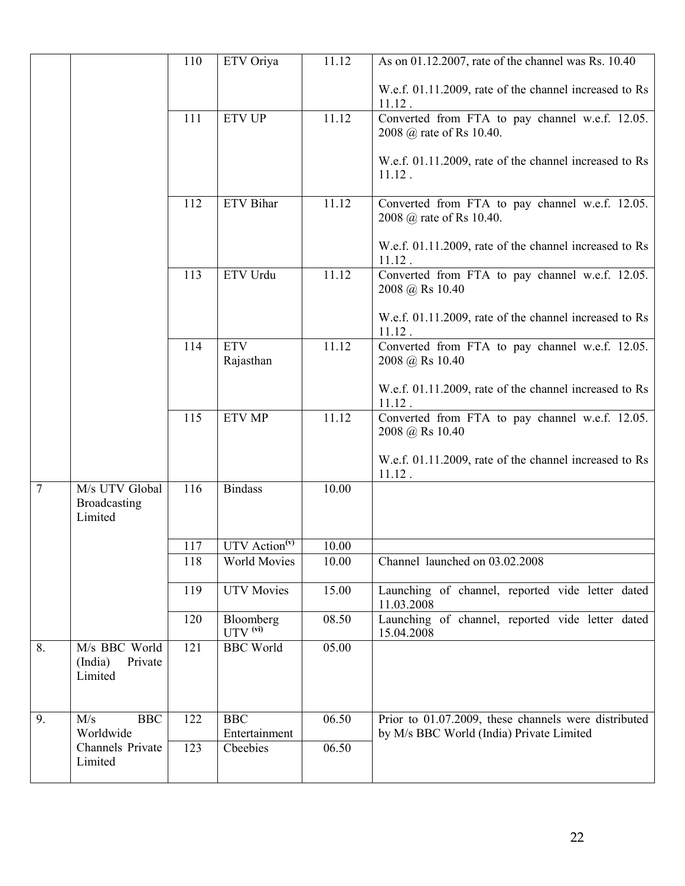| | | | | | |
|---|---|---|---|---|---|
| | | 110 | ETV Oriya | 11.12 | As on 01.12.2007, rate of the channel was Rs. 10.40<br><br>W.e.f. 01.11.2009, rate of the channel increased to Rs 11.12 . |
| | | 111 | ETV UP | 11.12 | Converted from FTA to pay channel w.e.f. 12.05. 2008 @ rate of Rs 10.40.<br><br>W.e.f. 01.11.2009, rate of the channel increased to Rs 11.12 . |
| | | 112 | ETV Bihar | 11.12 | Converted from FTA to pay channel w.e.f. 12.05. 2008 @ rate of Rs 10.40.<br><br>W.e.f. 01.11.2009, rate of the channel increased to Rs 11.12 . |
| | | 113 | ETV Urdu | 11.12 | Converted from FTA to pay channel w.e.f. 12.05. 2008 @ Rs 10.40<br><br>W.e.f. 01.11.2009, rate of the channel increased to Rs 11.12 . |
| | | 114 | ETV Rajasthan | 11.12 | Converted from FTA to pay channel w.e.f. 12.05. 2008 @ Rs 10.40<br><br>W.e.f. 01.11.2009, rate of the channel increased to Rs 11.12 . |
| | | 115 | ETV MP | 11.12 | Converted from FTA to pay channel w.e.f. 12.05. 2008 @ Rs 10.40<br><br>W.e.f. 01.11.2009, rate of the channel increased to Rs 11.12 . |
| 7 | M/s UTV Global Broadcasting Limited | 116 | Bindass | 10.00 | |
| | | 117 | UTV Action[(v)] | 10.00 | |
| | | 118 | World Movies | 10.00 | Channel launched on 03.02.2008 |
| | | 119 | UTV Movies | 15.00 | Launching of channel, reported vide letter dated 11.03.2008 |
| | | 120 | Bloomberg UTV [(vi)] | 08.50 | Launching of channel, reported vide letter dated 15.04.2008 |
| 8. | M/s BBC World (India) Private Limited | 121 | BBC World | 05.00 | |
| 9. | M/s BBC Worldwide Channels Private Limited | 122 | BBC Entertainment | 06.50 | Prior to 01.07.2009, these channels were distributed by M/s BBC World (India) Private Limited |
| | | 123 | Cbeebies | 06.50 | |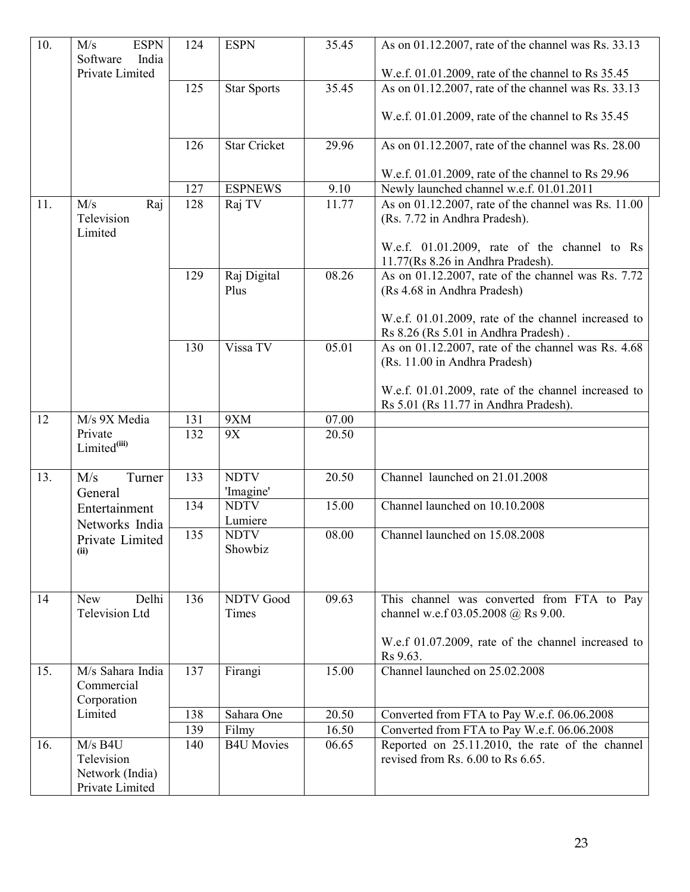| 10. | M/s ESPN Software India Private Limited | 124 | ESPN | 35.45 | As on 01.12.2007, rate of the channel was Rs. 33.13<br><br>W.e.f. 01.01.2009, rate of the channel to Rs 35.45 |
|---|---|---|---|---|---|
| | | 125 | Star Sports | 35.45 | As on 01.12.2007, rate of the channel was Rs. 33.13<br><br>W.e.f. 01.01.2009, rate of the channel to Rs 35.45 |
| | | 126 | Star Cricket | 29.96 | As on 01.12.2007, rate of the channel was Rs. 28.00<br><br>W.e.f. 01.01.2009, rate of the channel to Rs 29.96 |
| | | 127 | ESPNEWS | 9.10 | Newly launched channel w.e.f. 01.01.2011 |
| 11. | M/s Raj Television Limited | 128 | Raj TV | 11.77 | As on 01.12.2007, rate of the channel was Rs. 11.00 (Rs. 7.72 in Andhra Pradesh).<br><br>W.e.f. 01.01.2009, rate of the channel to Rs 11.77(Rs 8.26 in Andhra Pradesh). |
| | | 129 | Raj Digital Plus | 08.26 | As on 01.12.2007, rate of the channel was Rs. 7.72 (Rs 4.68 in Andhra Pradesh)<br><br>W.e.f. 01.01.2009, rate of the channel increased to Rs 8.26 (Rs 5.01 in Andhra Pradesh) . |
| | | 130 | Vissa TV | 05.01 | As on 01.12.2007, rate of the channel was Rs. 4.68 (Rs. 11.00 in Andhra Pradesh)<br><br>W.e.f. 01.01.2009, rate of the channel increased to Rs 5.01 (Rs 11.77 in Andhra Pradesh). |
| 12 | M/s 9X Media Private Limited(iii) | 131 | 9XM | 07.00 | |
| | | 132 | 9X | 20.50 | |
| 13. | M/s Turner General Entertainment Networks India Private Limited (ii) | 133 | NDTV 'Imagine' | 20.50 | Channel launched on 21.01.2008 |
| | | 134 | NDTV Lumiere | 15.00 | Channel launched on 10.10.2008 |
| | | 135 | NDTV Showbiz | 08.00 | Channel launched on 15.08.2008 |
| 14 | New Delhi Television Ltd | 136 | NDTV Good Times | 09.63 | This channel was converted from FTA to Pay channel w.e.f 03.05.2008 @ Rs 9.00.<br><br>W.e.f 01.07.2009, rate of the channel increased to Rs 9.63. |
| 15. | M/s Sahara India Commercial Corporation Limited | 137 | Firangi | 15.00 | Channel launched on 25.02.2008 |
| | | 138 | Sahara One | 20.50 | Converted from FTA to Pay W.e.f. 06.06.2008 |
| | | 139 | Filmy | 16.50 | Converted from FTA to Pay W.e.f. 06.06.2008 |
| 16. | M/s B4U Television Network (India) Private Limited | 140 | B4U Movies | 06.65 | Reported on 25.11.2010, the rate of the channel revised from Rs. 6.00 to Rs 6.65. |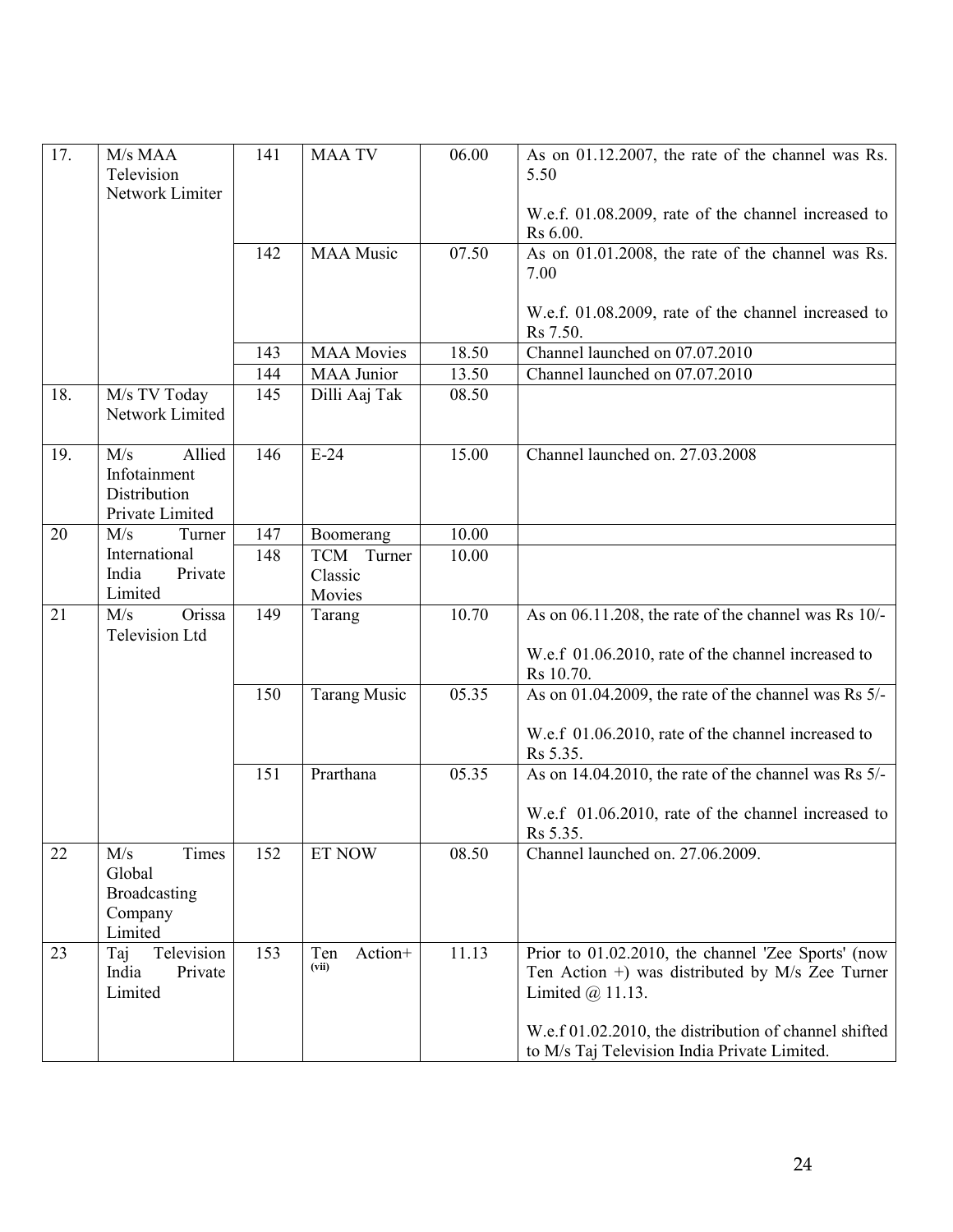| 17. | M/s MAA Television Network Limiter | 141 | MAA TV | 06.00 | As on 01.12.2007, the rate of the channel was Rs. 5.50<br><br>W.e.f. 01.08.2009, rate of the channel increased to Rs 6.00. |
|---|---|---|---|---|---|
| | | 142 | MAA Music | 07.50 | As on 01.01.2008, the rate of the channel was Rs. 7.00<br><br>W.e.f. 01.08.2009, rate of the channel increased to Rs 7.50. |
| | | 143 | MAA Movies | 18.50 | Channel launched on 07.07.2010 |
| | | 144 | MAA Junior | 13.50 | Channel launched on 07.07.2010 |
| 18. | M/s TV Today Network Limited | 145 | Dilli Aaj Tak | 08.50 | |
| 19. | M/s Allied Infotainment Distribution Private Limited | 146 | E-24 | 15.00 | Channel launched on. 27.03.2008 |
| 20 | M/s Turner International India Private Limited | 147 | Boomerang | 10.00 | |
| | | 148 | TCM Turner Classic Movies | 10.00 | |
| 21 | M/s Orissa Television Ltd | 149 | Tarang | 10.70 | As on 06.11.208, the rate of the channel was Rs 10/-<br><br>W.e.f 01.06.2010, rate of the channel increased to Rs 10.70. |
| | | 150 | Tarang Music | 05.35 | As on 01.04.2009, the rate of the channel was Rs 5/-<br><br>W.e.f 01.06.2010, rate of the channel increased to Rs 5.35. |
| | | 151 | Prarthana | 05.35 | As on 14.04.2010, the rate of the channel was Rs 5/-<br><br>W.e.f 01.06.2010, rate of the channel increased to Rs 5.35. |
| 22 | M/s Times Global Broadcasting Company Limited | 152 | ET NOW | 08.50 | Channel launched on. 27.06.2009. |
| 23 | Taj Television India Private Limited | 153 | Ten Action+ (vii) | 11.13 | Prior to 01.02.2010, the channel 'Zee Sports' (now Ten Action +) was distributed by M/s Zee Turner Limited @ 11.13.<br><br>W.e.f 01.02.2010, the distribution of channel shifted to M/s Taj Television India Private Limited. |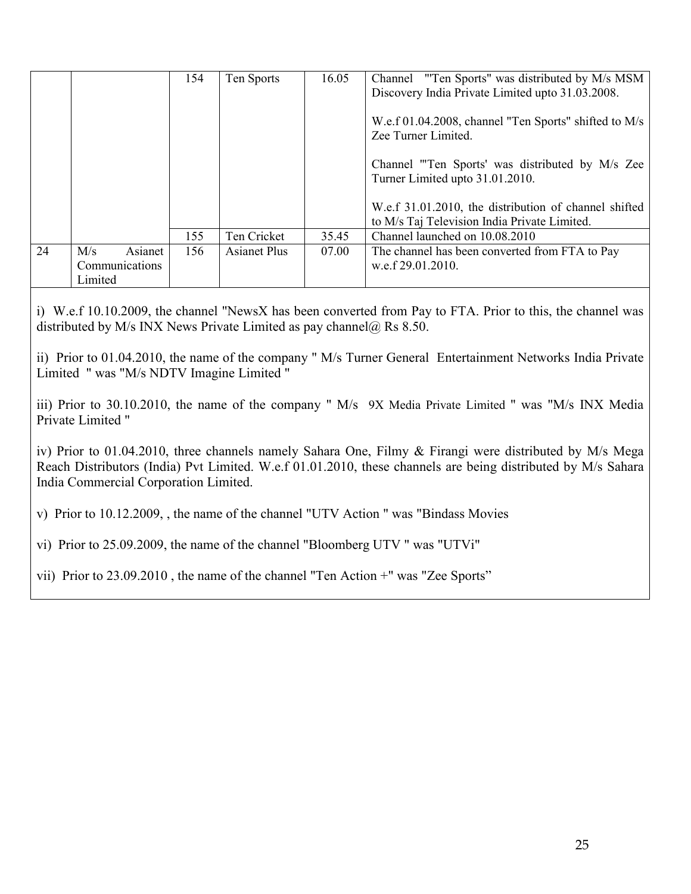| | | | | | |
|---|---|---|---|---|---|
| | | 154 | Ten Sports | 16.05 | Channel "'Ten Sports" was distributed by M/s MSM Discovery India Private Limited upto 31.03.2008.<br><br>W.e.f 01.04.2008, channel "Ten Sports" shifted to M/s Zee Turner Limited.<br><br>Channel "'Ten Sports' was distributed by M/s Zee Turner Limited upto 31.01.2010.<br><br>W.e.f 31.01.2010, the distribution of channel shifted to M/s Taj Television India Private Limited. |
| | | 155 | Ten Cricket | 35.45 | Channel launched on 10.08.2010 |
| 24 | M/s Asianet Communications Limited | 156 | Asianet Plus | 07.00 | The channel has been converted from FTA to Pay w.e.f 29.01.2010. |

i) W.e.f 10.10.2009, the channel "NewsX has been converted from Pay to FTA. Prior to this, the channel was distributed by M/s INX News Private Limited as pay channel@ Rs 8.50.

ii) Prior to 01.04.2010, the name of the company " M/s Turner General Entertainment Networks India Private Limited " was "M/s NDTV Imagine Limited "

iii) Prior to 30.10.2010, the name of the company " M/s 9X Media Private Limited " was "M/s INX Media Private Limited "

iv) Prior to 01.04.2010, three channels namely Sahara One, Filmy & Firangi were distributed by M/s Mega Reach Distributors (India) Pvt Limited. W.e.f 01.01.2010, these channels are being distributed by M/s Sahara India Commercial Corporation Limited.

v) Prior to 10.12.2009, , the name of the channel "UTV Action " was "Bindass Movies

vi) Prior to 25.09.2009, the name of the channel "Bloomberg UTV " was "UTVi"

vii) Prior to 23.09.2010 , the name of the channel "Ten Action +" was "Zee Sports"